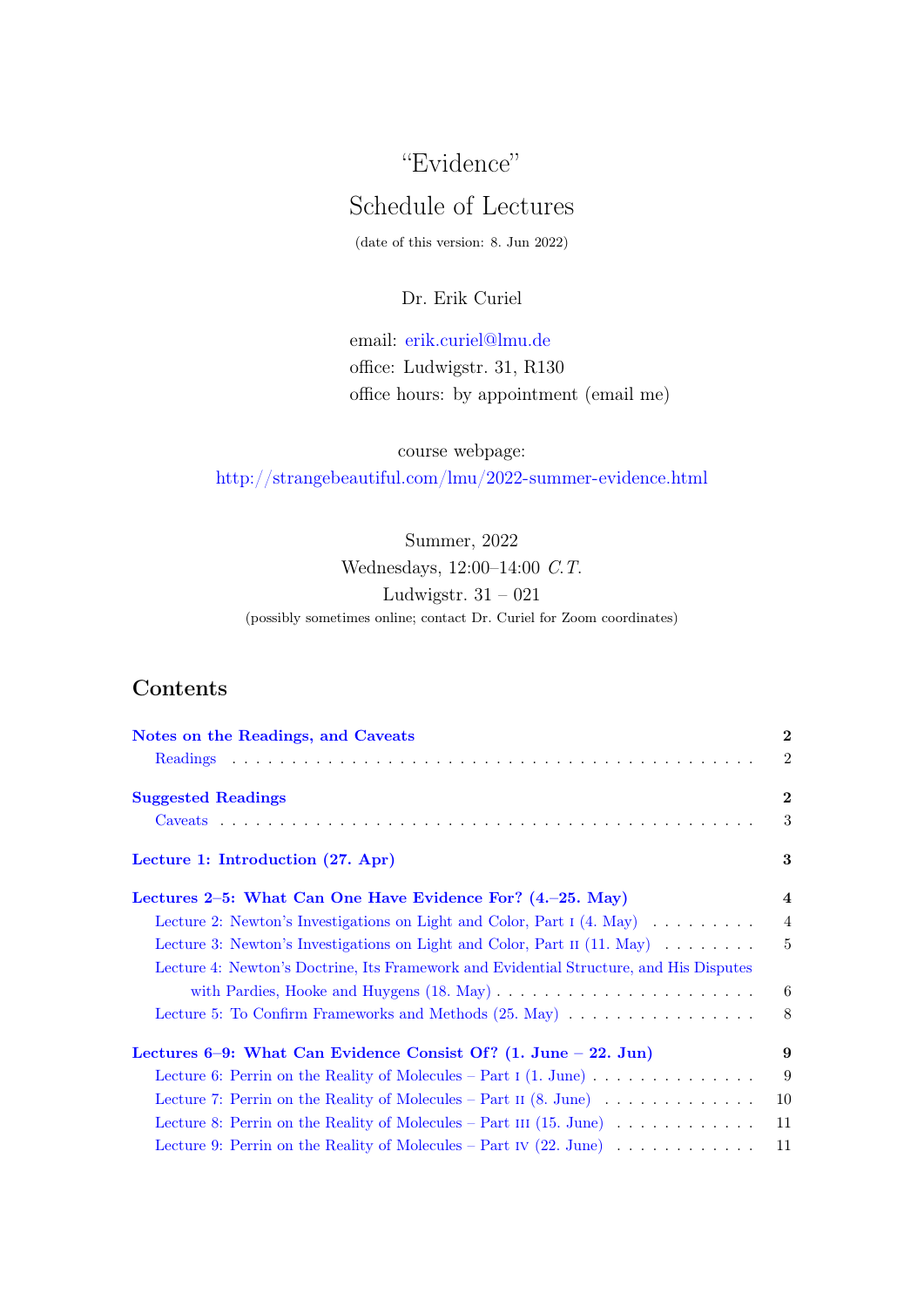# "Evidence"

## Schedule of Lectures

(date of this version: 8. Jun 2022)

Dr. Erik Curiel

email: erik.curiel@lmu.de
office: Ludwigstr. 31, R130
office hours: by appointment (email me)

course webpage:
http://strangebeautiful.com/lmu/2022-summer-evidence.html

Summer, 2022
Wednesdays, 12:00–14:00 *C.T.*
Ludwigstr. 31 – 021
(possibly sometimes online; contact Dr. Curiel for Zoom coordinates)

## Contents

**Notes on the Readings, and Caveats** — 2
- Readings — 2

**Suggested Readings** — 2
- Caveats — 3

**Lecture 1: Introduction (27. Apr)** — 3

**Lectures 2–5: What Can One Have Evidence For? (4.–25. May)** — 4
- Lecture 2: Newton's Investigations on Light and Color, Part I (4. May) — 4
- Lecture 3: Newton's Investigations on Light and Color, Part II (11. May) — 5
- Lecture 4: Newton's Doctrine, Its Framework and Evidential Structure, and His Disputes with Pardies, Hooke and Huygens (18. May) — 6
- Lecture 5: To Confirm Frameworks and Methods (25. May) — 8

**Lectures 6–9: What Can Evidence Consist Of? (1. June – 22. Jun)** — 9
- Lecture 6: Perrin on the Reality of Molecules – Part I (1. June) — 9
- Lecture 7: Perrin on the Reality of Molecules – Part II (8. June) — 10
- Lecture 8: Perrin on the Reality of Molecules – Part III (15. June) — 11
- Lecture 9: Perrin on the Reality of Molecules – Part IV (22. June) — 11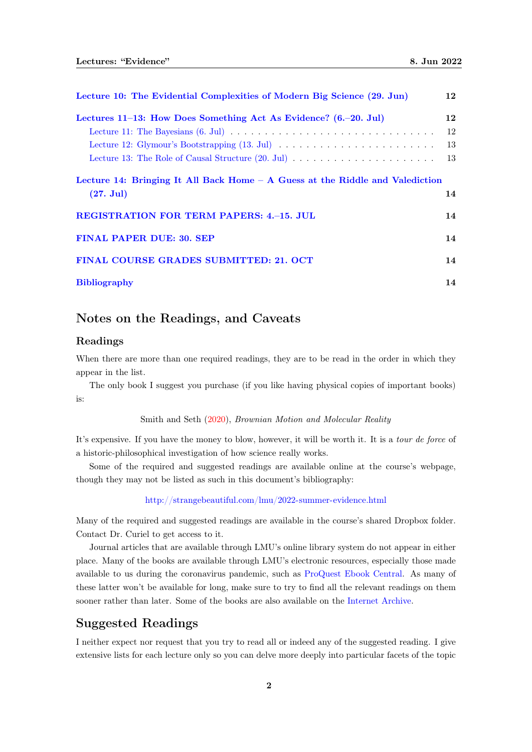Lecture 10: The Evidential Complexities of Modern Big Science (29. Jun) 12

Lectures 11–13: How Does Something Act As Evidence? (6.–20. Jul) 12
- Lecture 11: The Bayesians (6. Jul) . . . 12
- Lecture 12: Glymour's Bootstrapping (13. Jul) . . . 13
- Lecture 13: The Role of Causal Structure (20. Jul) . . . 13

Lecture 14: Bringing It All Back Home – A Guess at the Riddle and Valediction (27. Jul) 14

REGISTRATION FOR TERM PAPERS: 4.–15. JUL 14

FINAL PAPER DUE: 30. SEP 14

FINAL COURSE GRADES SUBMITTED: 21. OCT 14

Bibliography 14

# Notes on the Readings, and Caveats

## Readings

When there are more than one required readings, they are to be read in the order in which they appear in the list.

The only book I suggest you purchase (if you like having physical copies of important books) is:

Smith and Seth (2020), *Brownian Motion and Molecular Reality*

It's expensive. If you have the money to blow, however, it will be worth it. It is a *tour de force* of a historic-philosophical investigation of how science really works.

Some of the required and suggested readings are available online at the course's webpage, though they may not be listed as such in this document's bibliography:

http://strangebeautiful.com/lmu/2022-summer-evidence.html

Many of the required and suggested readings are available in the course's shared Dropbox folder. Contact Dr. Curiel to get access to it.

Journal articles that are available through LMU's online library system do not appear in either place. Many of the books are available through LMU's electronic resources, especially those made available to us during the coronavirus pandemic, such as ProQuest Ebook Central. As many of these latter won't be available for long, make sure to try to find all the relevant readings on them sooner rather than later. Some of the books are also available on the Internet Archive.

# Suggested Readings

I neither expect nor request that you try to read all or indeed any of the suggested reading. I give extensive lists for each lecture only so you can delve more deeply into particular facets of the topic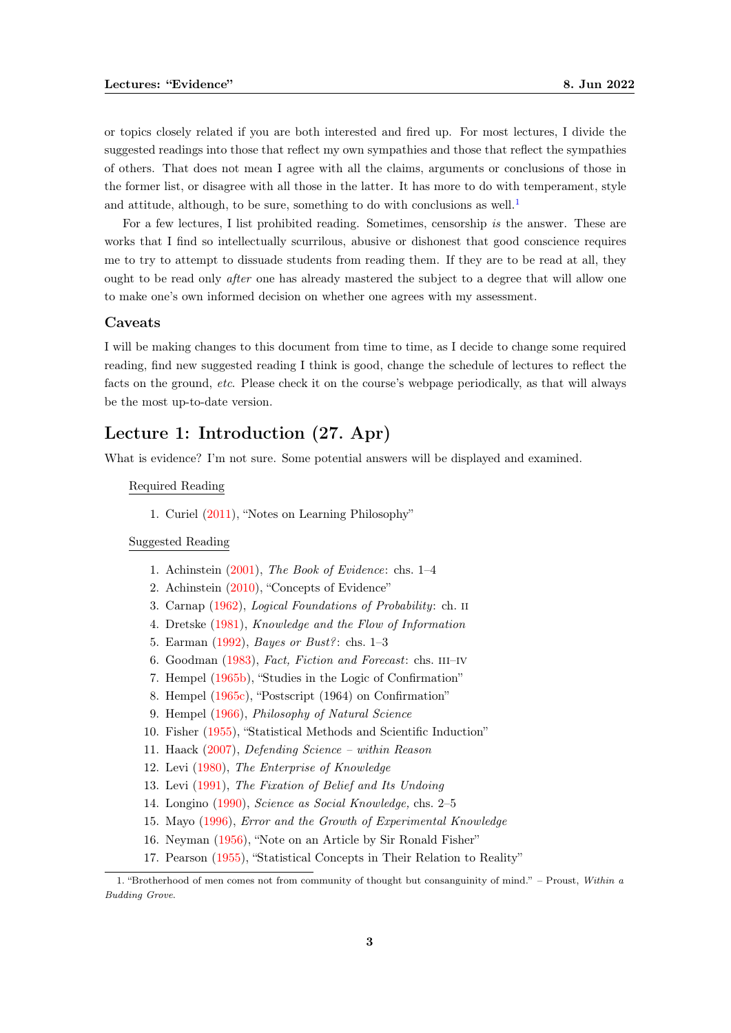or topics closely related if you are both interested and fired up. For most lectures, I divide the suggested readings into those that reflect my own sympathies and those that reflect the sympathies of others. That does not mean I agree with all the claims, arguments or conclusions of those in the former list, or disagree with all those in the latter. It has more to do with temperament, style and attitude, although, to be sure, something to do with conclusions as well.[1]

For a few lectures, I list prohibited reading. Sometimes, censorship *is* the answer. These are works that I find so intellectually scurrilous, abusive or dishonest that good conscience requires me to try to attempt to dissuade students from reading them. If they are to be read at all, they ought to be read only *after* one has already mastered the subject to a degree that will allow one to make one's own informed decision on whether one agrees with my assessment.

### Caveats

I will be making changes to this document from time to time, as I decide to change some required reading, find new suggested reading I think is good, change the schedule of lectures to reflect the facts on the ground, *etc*. Please check it on the course's webpage periodically, as that will always be the most up-to-date version.

## Lecture 1: Introduction (27. Apr)

What is evidence? I'm not sure. Some potential answers will be displayed and examined.

Required Reading

1. Curiel (2011), "Notes on Learning Philosophy"

Suggested Reading

1. Achinstein (2001), *The Book of Evidence*: chs. 1–4
2. Achinstein (2010), "Concepts of Evidence"
3. Carnap (1962), *Logical Foundations of Probability*: ch. II
4. Dretske (1981), *Knowledge and the Flow of Information*
5. Earman (1992), *Bayes or Bust?*: chs. 1–3
6. Goodman (1983), *Fact, Fiction and Forecast*: chs. III–IV
7. Hempel (1965b), "Studies in the Logic of Confirmation"
8. Hempel (1965c), "Postscript (1964) on Confirmation"
9. Hempel (1966), *Philosophy of Natural Science*
10. Fisher (1955), "Statistical Methods and Scientific Induction"
11. Haack (2007), *Defending Science – within Reason*
12. Levi (1980), *The Enterprise of Knowledge*
13. Levi (1991), *The Fixation of Belief and Its Undoing*
14. Longino (1990), *Science as Social Knowledge*, chs. 2–5
15. Mayo (1996), *Error and the Growth of Experimental Knowledge*
16. Neyman (1956), "Note on an Article by Sir Ronald Fisher"
17. Pearson (1955), "Statistical Concepts in Their Relation to Reality"

---

1. "Brotherhood of men comes not from community of thought but consanguinity of mind." – Proust, *Within a Budding Grove*.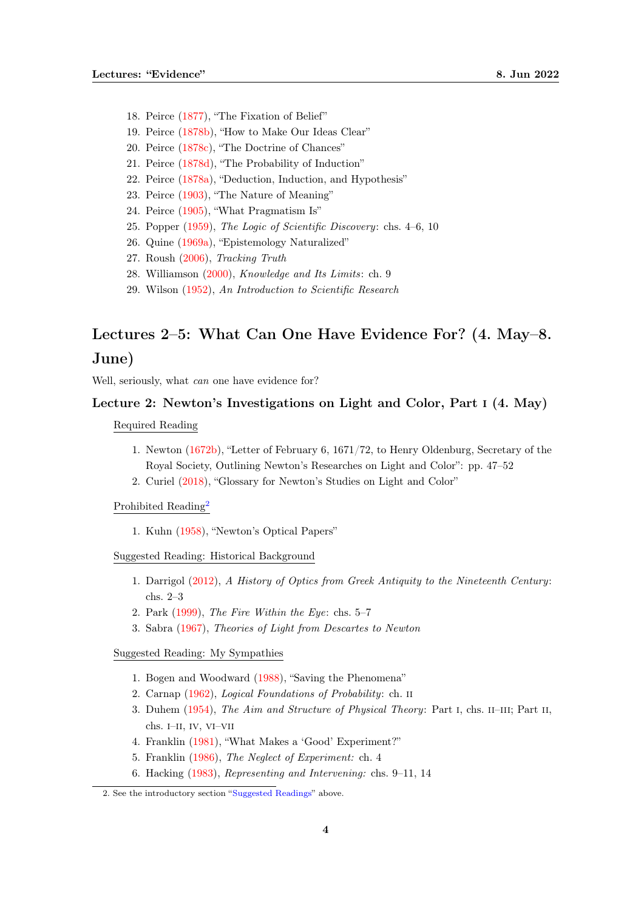18. Peirce (1877), "The Fixation of Belief"
19. Peirce (1878b), "How to Make Our Ideas Clear"
20. Peirce (1878c), "The Doctrine of Chances"
21. Peirce (1878d), "The Probability of Induction"
22. Peirce (1878a), "Deduction, Induction, and Hypothesis"
23. Peirce (1903), "The Nature of Meaning"
24. Peirce (1905), "What Pragmatism Is"
25. Popper (1959), *The Logic of Scientific Discovery*: chs. 4–6, 10
26. Quine (1969a), "Epistemology Naturalized"
27. Roush (2006), *Tracking Truth*
28. Williamson (2000), *Knowledge and Its Limits*: ch. 9
29. Wilson (1952), *An Introduction to Scientific Research*

## Lectures 2–5: What Can One Have Evidence For? (4. May–8. June)

Well, seriously, what *can* one have evidence for?

### Lecture 2: Newton's Investigations on Light and Color, Part I (4. May)

Required Reading

1. Newton (1672b), "Letter of February 6, 1671/72, to Henry Oldenburg, Secretary of the Royal Society, Outlining Newton's Researches on Light and Color": pp. 47–52
2. Curiel (2018), "Glossary for Newton's Studies on Light and Color"

Prohibited Reading[2]

1. Kuhn (1958), "Newton's Optical Papers"

Suggested Reading: Historical Background

1. Darrigol (2012), *A History of Optics from Greek Antiquity to the Nineteenth Century*: chs. 2–3
2. Park (1999), *The Fire Within the Eye*: chs. 5–7
3. Sabra (1967), *Theories of Light from Descartes to Newton*

Suggested Reading: My Sympathies

1. Bogen and Woodward (1988), "Saving the Phenomena"
2. Carnap (1962), *Logical Foundations of Probability*: ch. II
3. Duhem (1954), *The Aim and Structure of Physical Theory*: Part I, chs. II–III; Part II, chs. I–II, IV, VI–VII
4. Franklin (1981), "What Makes a 'Good' Experiment?"
5. Franklin (1986), *The Neglect of Experiment:* ch. 4
6. Hacking (1983), *Representing and Intervening:* chs. 9–11, 14

2. See the introductory section "Suggested Readings" above.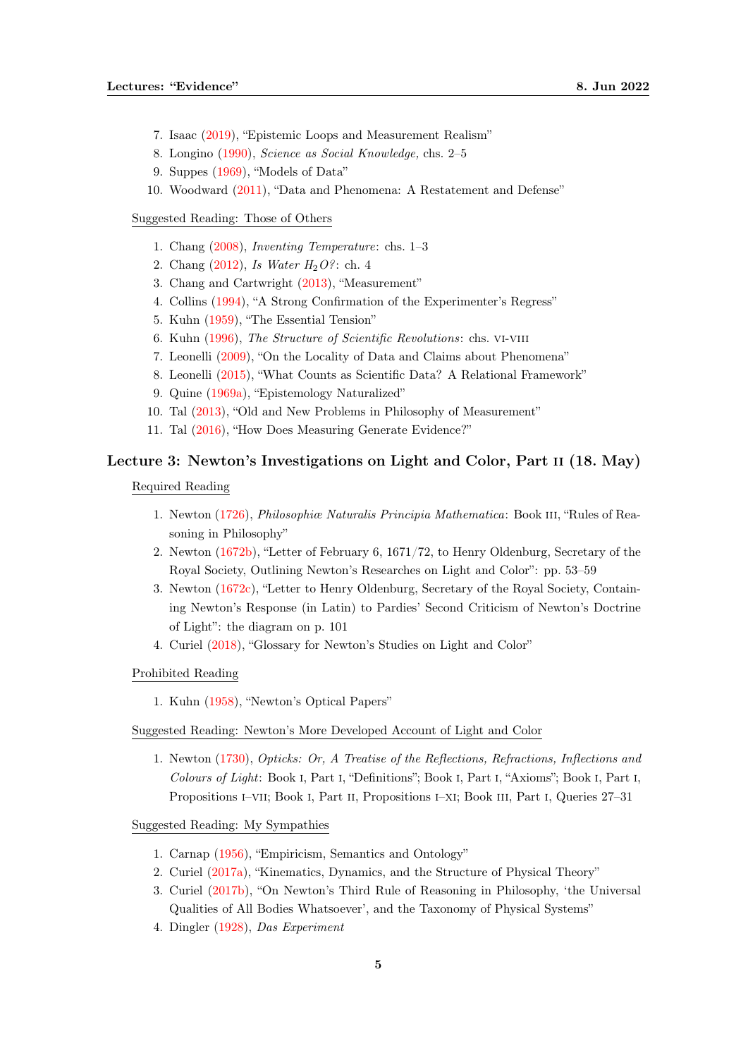7. Isaac (2019), "Epistemic Loops and Measurement Realism"
8. Longino (1990), *Science as Social Knowledge,* chs. 2–5
9. Suppes (1969), "Models of Data"
10. Woodward (2011), "Data and Phenomena: A Restatement and Defense"

Suggested Reading: Those of Others

1. Chang (2008), *Inventing Temperature*: chs. 1–3
2. Chang (2012), *Is Water $H_2O$?*: ch. 4
3. Chang and Cartwright (2013), "Measurement"
4. Collins (1994), "A Strong Confirmation of the Experimenter's Regress"
5. Kuhn (1959), "The Essential Tension"
6. Kuhn (1996), *The Structure of Scientific Revolutions*: chs. VI-VIII
7. Leonelli (2009), "On the Locality of Data and Claims about Phenomena"
8. Leonelli (2015), "What Counts as Scientific Data? A Relational Framework"
9. Quine (1969a), "Epistemology Naturalized"
10. Tal (2013), "Old and New Problems in Philosophy of Measurement"
11. Tal (2016), "How Does Measuring Generate Evidence?"

## Lecture 3: Newton's Investigations on Light and Color, Part II (18. May)

Required Reading

1. Newton (1726), *Philosophiæ Naturalis Principia Mathematica*: Book III, "Rules of Reasoning in Philosophy"
2. Newton (1672b), "Letter of February 6, 1671/72, to Henry Oldenburg, Secretary of the Royal Society, Outlining Newton's Researches on Light and Color": pp. 53–59
3. Newton (1672c), "Letter to Henry Oldenburg, Secretary of the Royal Society, Containing Newton's Response (in Latin) to Pardies' Second Criticism of Newton's Doctrine of Light": the diagram on p. 101
4. Curiel (2018), "Glossary for Newton's Studies on Light and Color"

Prohibited Reading

1. Kuhn (1958), "Newton's Optical Papers"

Suggested Reading: Newton's More Developed Account of Light and Color

1. Newton (1730), *Opticks: Or, A Treatise of the Reflections, Refractions, Inflections and Colours of Light*: Book I, Part I, "Definitions"; Book I, Part I, "Axioms"; Book I, Part I, Propositions I–VII; Book I, Part II, Propositions I–XI; Book III, Part I, Queries 27–31

Suggested Reading: My Sympathies

1. Carnap (1956), "Empiricism, Semantics and Ontology"
2. Curiel (2017a), "Kinematics, Dynamics, and the Structure of Physical Theory"
3. Curiel (2017b), "On Newton's Third Rule of Reasoning in Philosophy, 'the Universal Qualities of All Bodies Whatsoever', and the Taxonomy of Physical Systems"
4. Dingler (1928), *Das Experiment*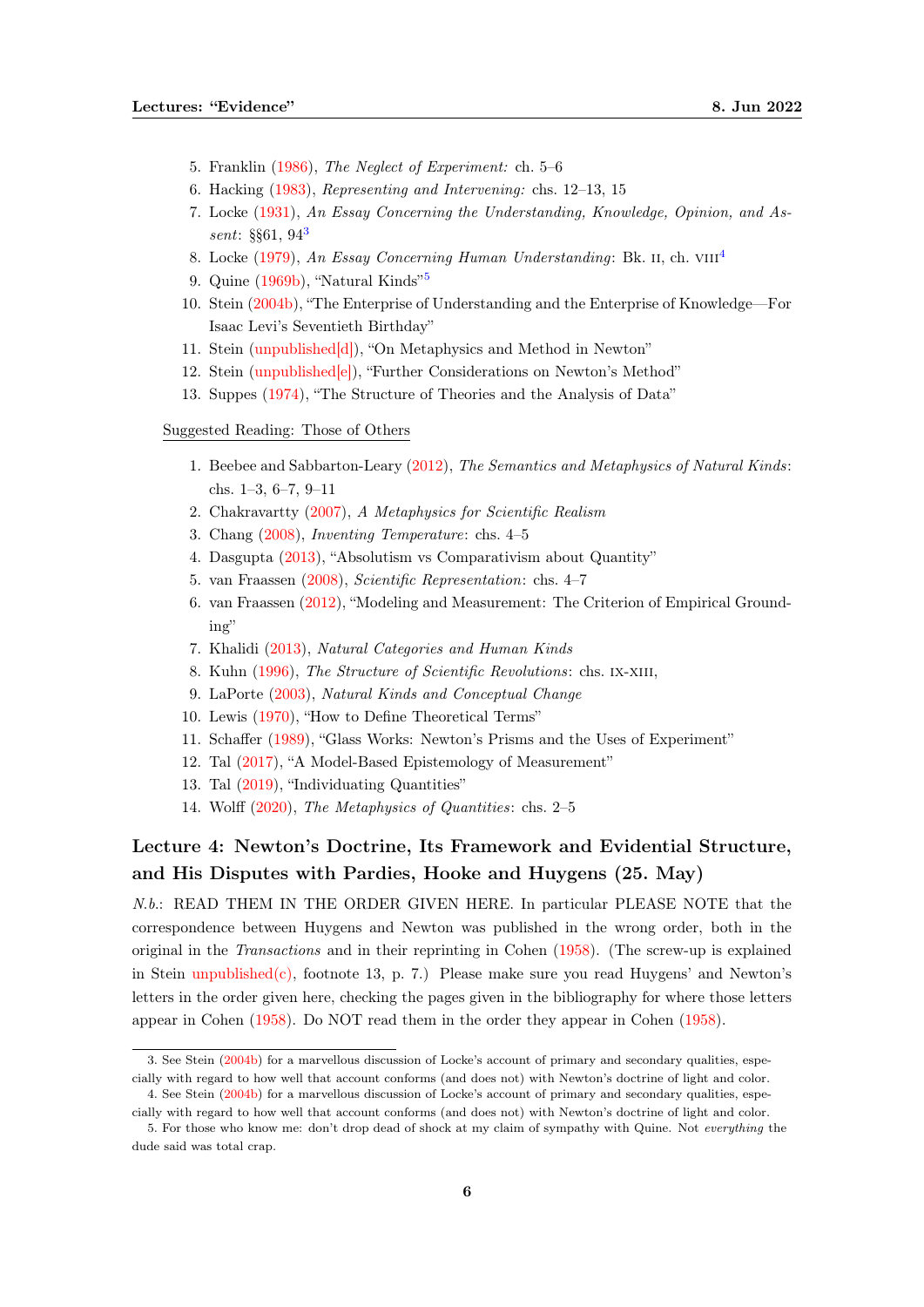5. Franklin (1986), *The Neglect of Experiment:* ch. 5–6
6. Hacking (1983), *Representing and Intervening:* chs. 12–13, 15
7. Locke (1931), *An Essay Concerning the Understanding, Knowledge, Opinion, and Assent*: §§61, 94[3]
8. Locke (1979), *An Essay Concerning Human Understanding*: Bk. II, ch. VIII[4]
9. Quine (1969b), "Natural Kinds"[5]
10. Stein (2004b), "The Enterprise of Understanding and the Enterprise of Knowledge—For Isaac Levi's Seventieth Birthday"
11. Stein (unpublished[d]), "On Metaphysics and Method in Newton"
12. Stein (unpublished[e]), "Further Considerations on Newton's Method"
13. Suppes (1974), "The Structure of Theories and the Analysis of Data"

Suggested Reading: Those of Others

1. Beebee and Sabbarton-Leary (2012), *The Semantics and Metaphysics of Natural Kinds*: chs. 1–3, 6–7, 9–11
2. Chakravartty (2007), *A Metaphysics for Scientific Realism*
3. Chang (2008), *Inventing Temperature*: chs. 4–5
4. Dasgupta (2013), "Absolutism vs Comparativism about Quantity"
5. van Fraassen (2008), *Scientific Representation*: chs. 4–7
6. van Fraassen (2012), "Modeling and Measurement: The Criterion of Empirical Grounding"
7. Khalidi (2013), *Natural Categories and Human Kinds*
8. Kuhn (1996), *The Structure of Scientific Revolutions*: chs. IX-XIII,
9. LaPorte (2003), *Natural Kinds and Conceptual Change*
10. Lewis (1970), "How to Define Theoretical Terms"
11. Schaffer (1989), "Glass Works: Newton's Prisms and the Uses of Experiment"
12. Tal (2017), "A Model-Based Epistemology of Measurement"
13. Tal (2019), "Individuating Quantities"
14. Wolff (2020), *The Metaphysics of Quantities*: chs. 2–5

## Lecture 4: Newton's Doctrine, Its Framework and Evidential Structure, and His Disputes with Pardies, Hooke and Huygens (25. May)

*N.b.*: READ THEM IN THE ORDER GIVEN HERE. In particular PLEASE NOTE that the correspondence between Huygens and Newton was published in the wrong order, both in the original in the *Transactions* and in their reprinting in Cohen (1958). (The screw-up is explained in Stein unpublished(c), footnote 13, p. 7.) Please make sure you read Huygens' and Newton's letters in the order given here, checking the pages given in the bibliography for where those letters appear in Cohen (1958). Do NOT read them in the order they appear in Cohen (1958).

---

3. See Stein (2004b) for a marvellous discussion of Locke's account of primary and secondary qualities, especially with regard to how well that account conforms (and does not) with Newton's doctrine of light and color.

4. See Stein (2004b) for a marvellous discussion of Locke's account of primary and secondary qualities, especially with regard to how well that account conforms (and does not) with Newton's doctrine of light and color.

5. For those who know me: don't drop dead of shock at my claim of sympathy with Quine. Not *everything* the dude said was total crap.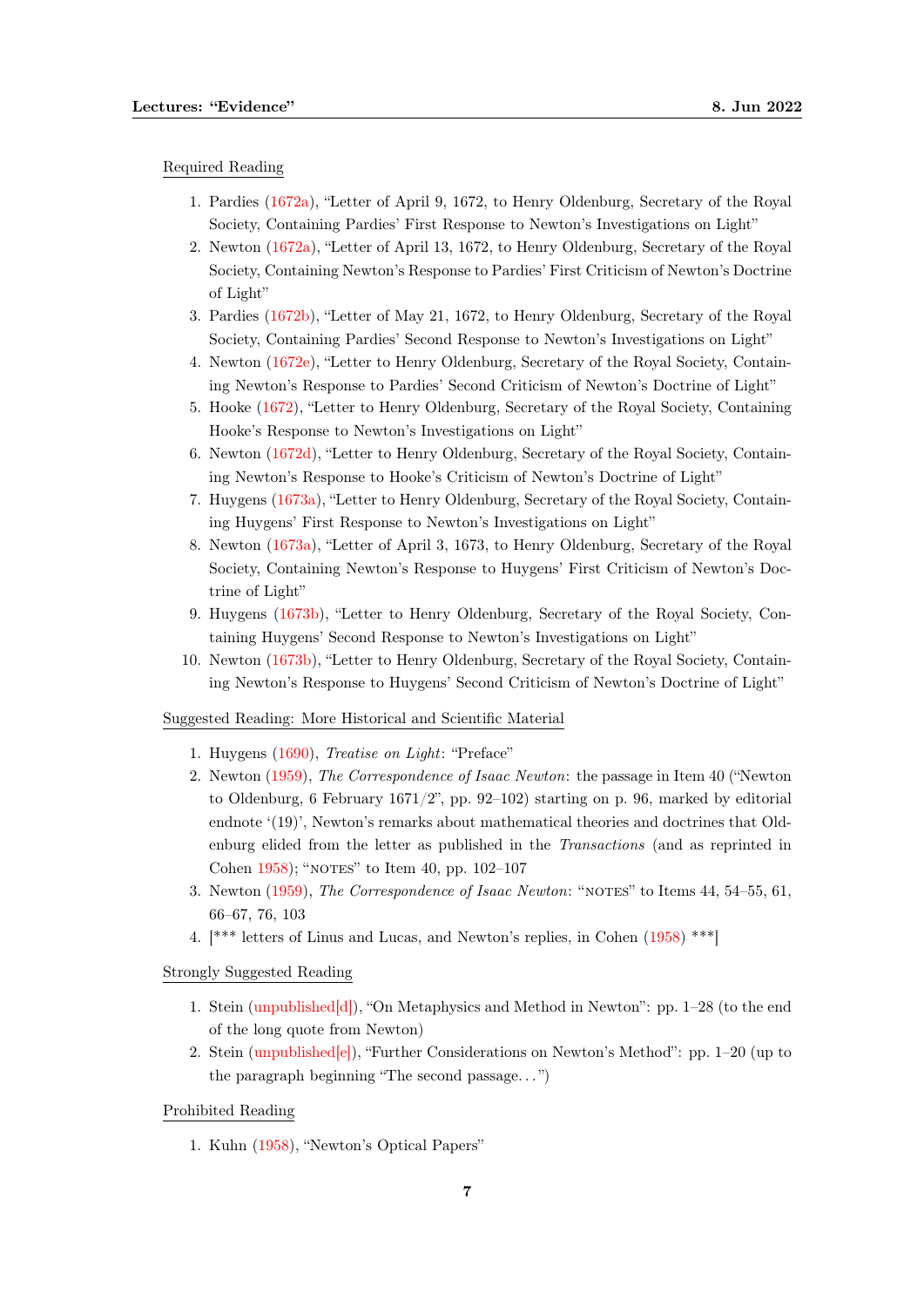Required Reading

1. Pardies (1672a), "Letter of April 9, 1672, to Henry Oldenburg, Secretary of the Royal Society, Containing Pardies' First Response to Newton's Investigations on Light"
2. Newton (1672a), "Letter of April 13, 1672, to Henry Oldenburg, Secretary of the Royal Society, Containing Newton's Response to Pardies' First Criticism of Newton's Doctrine of Light"
3. Pardies (1672b), "Letter of May 21, 1672, to Henry Oldenburg, Secretary of the Royal Society, Containing Pardies' Second Response to Newton's Investigations on Light"
4. Newton (1672e), "Letter to Henry Oldenburg, Secretary of the Royal Society, Containing Newton's Response to Pardies' Second Criticism of Newton's Doctrine of Light"
5. Hooke (1672), "Letter to Henry Oldenburg, Secretary of the Royal Society, Containing Hooke's Response to Newton's Investigations on Light"
6. Newton (1672d), "Letter to Henry Oldenburg, Secretary of the Royal Society, Containing Newton's Response to Hooke's Criticism of Newton's Doctrine of Light"
7. Huygens (1673a), "Letter to Henry Oldenburg, Secretary of the Royal Society, Containing Huygens' First Response to Newton's Investigations on Light"
8. Newton (1673a), "Letter of April 3, 1673, to Henry Oldenburg, Secretary of the Royal Society, Containing Newton's Response to Huygens' First Criticism of Newton's Doctrine of Light"
9. Huygens (1673b), "Letter to Henry Oldenburg, Secretary of the Royal Society, Containing Huygens' Second Response to Newton's Investigations on Light"
10. Newton (1673b), "Letter to Henry Oldenburg, Secretary of the Royal Society, Containing Newton's Response to Huygens' Second Criticism of Newton's Doctrine of Light"

Suggested Reading: More Historical and Scientific Material

1. Huygens (1690), *Treatise on Light*: "Preface"
2. Newton (1959), *The Correspondence of Isaac Newton*: the passage in Item 40 ("Newton to Oldenburg, 6 February 1671/2", pp. 92–102) starting on p. 96, marked by editorial endnote '(19)', Newton's remarks about mathematical theories and doctrines that Oldenburg elided from the letter as published in the *Transactions* (and as reprinted in Cohen 1958); "NOTES" to Item 40, pp. 102–107
3. Newton (1959), *The Correspondence of Isaac Newton*: "NOTES" to Items 44, 54–55, 61, 66–67, 76, 103
4. [*** letters of Linus and Lucas, and Newton's replies, in Cohen (1958) ***]

Strongly Suggested Reading

1. Stein (unpublished[d]), "On Metaphysics and Method in Newton": pp. 1–28 (to the end of the long quote from Newton)
2. Stein (unpublished[e]), "Further Considerations on Newton's Method": pp. 1–20 (up to the paragraph beginning "The second passage...")

Prohibited Reading

1. Kuhn (1958), "Newton's Optical Papers"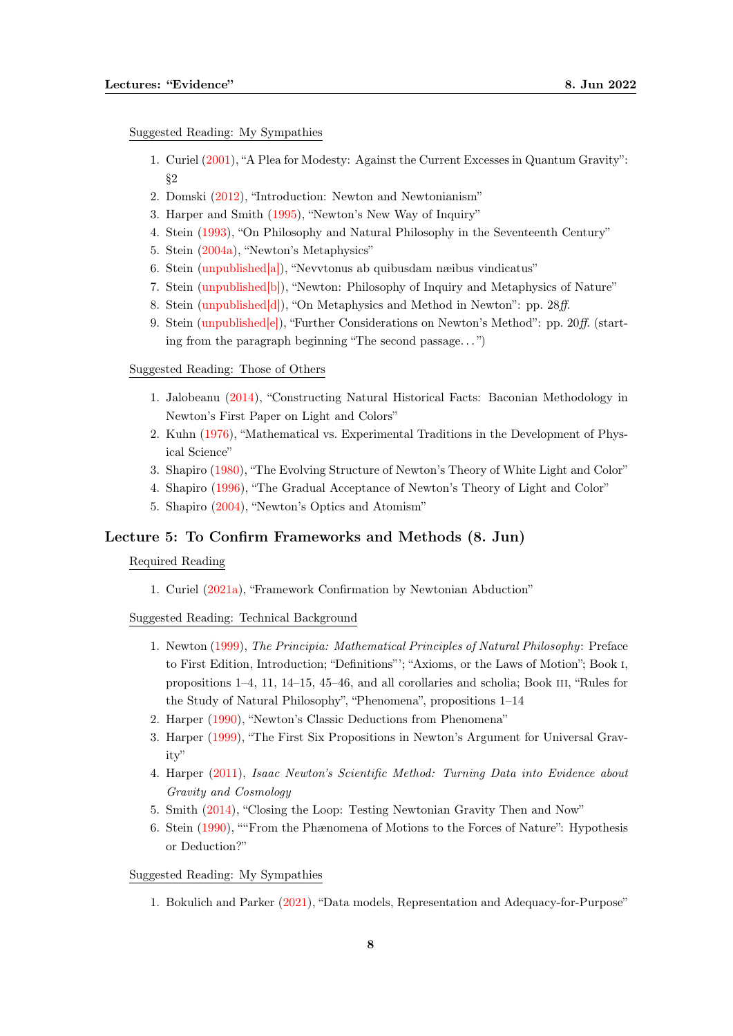Suggested Reading: My Sympathies

1. Curiel (2001), "A Plea for Modesty: Against the Current Excesses in Quantum Gravity": §2
2. Domski (2012), "Introduction: Newton and Newtonianism"
3. Harper and Smith (1995), "Newton's New Way of Inquiry"
4. Stein (1993), "On Philosophy and Natural Philosophy in the Seventeenth Century"
5. Stein (2004a), "Newton's Metaphysics"
6. Stein (unpublished[a]), "Nevvtonus ab quibusdam næibus vindicatus"
7. Stein (unpublished[b]), "Newton: Philosophy of Inquiry and Metaphysics of Nature"
8. Stein (unpublished[d]), "On Metaphysics and Method in Newton": pp. 28*ff.*
9. Stein (unpublished[e]), "Further Considerations on Newton's Method": pp. 20*ff.* (starting from the paragraph beginning "The second passage. . . ")

Suggested Reading: Those of Others

1. Jalobeanu (2014), "Constructing Natural Historical Facts: Baconian Methodology in Newton's First Paper on Light and Colors"
2. Kuhn (1976), "Mathematical vs. Experimental Traditions in the Development of Physical Science"
3. Shapiro (1980), "The Evolving Structure of Newton's Theory of White Light and Color"
4. Shapiro (1996), "The Gradual Acceptance of Newton's Theory of Light and Color"
5. Shapiro (2004), "Newton's Optics and Atomism"

## Lecture 5: To Confirm Frameworks and Methods (8. Jun)

Required Reading

1. Curiel (2021a), "Framework Confirmation by Newtonian Abduction"

Suggested Reading: Technical Background

1. Newton (1999), *The Principia: Mathematical Principles of Natural Philosophy*: Preface to First Edition, Introduction; "Definitions"'; "Axioms, or the Laws of Motion"; Book I, propositions 1–4, 11, 14–15, 45–46, and all corollaries and scholia; Book III, "Rules for the Study of Natural Philosophy", "Phenomena", propositions 1–14
2. Harper (1990), "Newton's Classic Deductions from Phenomena"
3. Harper (1999), "The First Six Propositions in Newton's Argument for Universal Gravity"
4. Harper (2011), *Isaac Newton's Scientific Method: Turning Data into Evidence about Gravity and Cosmology*
5. Smith (2014), "Closing the Loop: Testing Newtonian Gravity Then and Now"
6. Stein (1990), ""From the Phænomena of Motions to the Forces of Nature": Hypothesis or Deduction?"

Suggested Reading: My Sympathies

1. Bokulich and Parker (2021), "Data models, Representation and Adequacy-for-Purpose"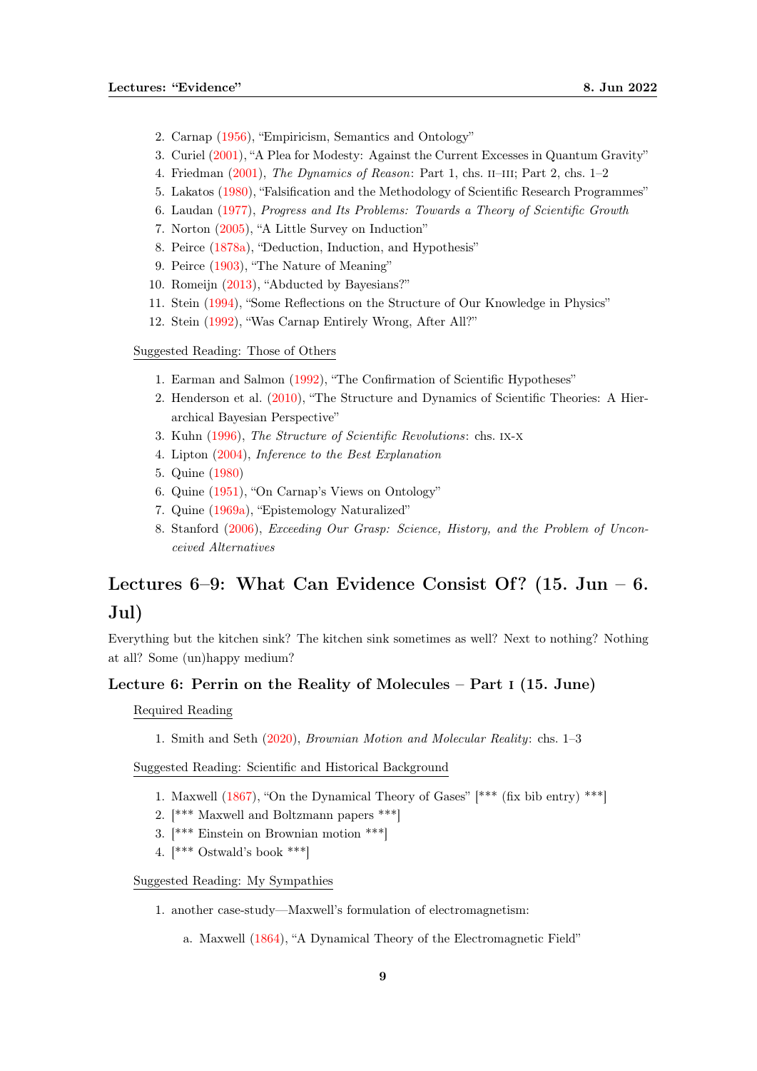2. Carnap (1956), "Empiricism, Semantics and Ontology"
3. Curiel (2001), "A Plea for Modesty: Against the Current Excesses in Quantum Gravity"
4. Friedman (2001), *The Dynamics of Reason*: Part 1, chs. II–III; Part 2, chs. 1–2
5. Lakatos (1980), "Falsification and the Methodology of Scientific Research Programmes"
6. Laudan (1977), *Progress and Its Problems: Towards a Theory of Scientific Growth*
7. Norton (2005), "A Little Survey on Induction"
8. Peirce (1878a), "Deduction, Induction, and Hypothesis"
9. Peirce (1903), "The Nature of Meaning"
10. Romeijn (2013), "Abducted by Bayesians?"
11. Stein (1994), "Some Reflections on the Structure of Our Knowledge in Physics"
12. Stein (1992), "Was Carnap Entirely Wrong, After All?"

Suggested Reading: Those of Others

1. Earman and Salmon (1992), "The Confirmation of Scientific Hypotheses"
2. Henderson et al. (2010), "The Structure and Dynamics of Scientific Theories: A Hierarchical Bayesian Perspective"
3. Kuhn (1996), *The Structure of Scientific Revolutions*: chs. IX-X
4. Lipton (2004), *Inference to the Best Explanation*
5. Quine (1980)
6. Quine (1951), "On Carnap's Views on Ontology"
7. Quine (1969a), "Epistemology Naturalized"
8. Stanford (2006), *Exceeding Our Grasp: Science, History, and the Problem of Unconceived Alternatives*

## Lectures 6–9: What Can Evidence Consist Of? (15. Jun – 6. Jul)

Everything but the kitchen sink? The kitchen sink sometimes as well? Next to nothing? Nothing at all? Some (un)happy medium?

### Lecture 6: Perrin on the Reality of Molecules – Part I (15. June)

Required Reading

1. Smith and Seth (2020), *Brownian Motion and Molecular Reality*: chs. 1–3

Suggested Reading: Scientific and Historical Background

1. Maxwell (1867), "On the Dynamical Theory of Gases" [*** (fix bib entry) ***]
2. [*** Maxwell and Boltzmann papers ***]
3. [*** Einstein on Brownian motion ***]
4. [*** Ostwald's book ***]

Suggested Reading: My Sympathies

1. another case-study—Maxwell's formulation of electromagnetism:
   a. Maxwell (1864), "A Dynamical Theory of the Electromagnetic Field"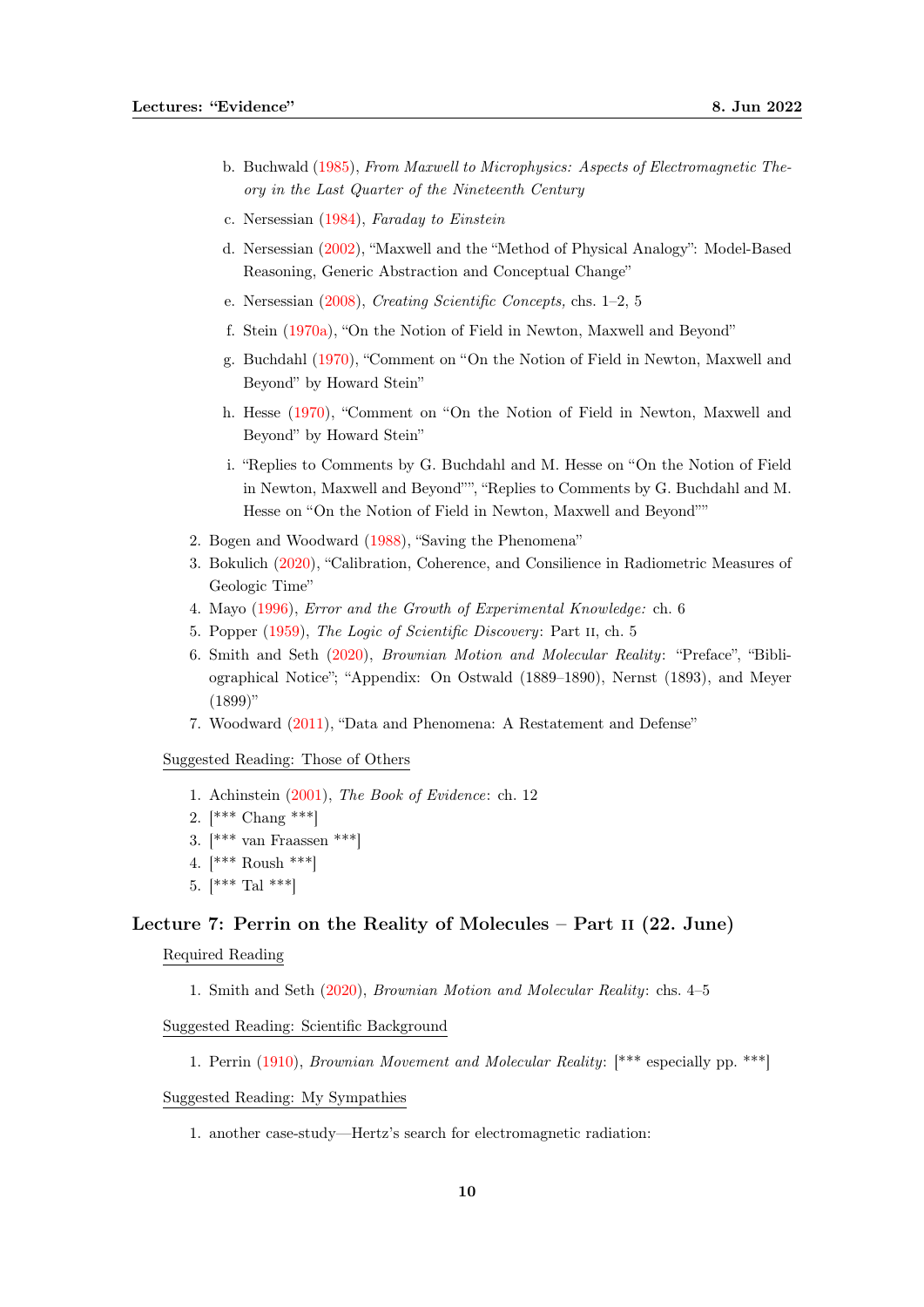b. Buchwald (1985), *From Maxwell to Microphysics: Aspects of Electromagnetic Theory in the Last Quarter of the Nineteenth Century*

c. Nersessian (1984), *Faraday to Einstein*

d. Nersessian (2002), "Maxwell and the "Method of Physical Analogy": Model-Based Reasoning, Generic Abstraction and Conceptual Change"

e. Nersessian (2008), *Creating Scientific Concepts,* chs. 1–2, 5

f. Stein (1970a), "On the Notion of Field in Newton, Maxwell and Beyond"

g. Buchdahl (1970), "Comment on "On the Notion of Field in Newton, Maxwell and Beyond" by Howard Stein"

h. Hesse (1970), "Comment on "On the Notion of Field in Newton, Maxwell and Beyond" by Howard Stein"

i. "Replies to Comments by G. Buchdahl and M. Hesse on "On the Notion of Field in Newton, Maxwell and Beyond"", "Replies to Comments by G. Buchdahl and M. Hesse on "On the Notion of Field in Newton, Maxwell and Beyond""

2. Bogen and Woodward (1988), "Saving the Phenomena"
3. Bokulich (2020), "Calibration, Coherence, and Consilience in Radiometric Measures of Geologic Time"
4. Mayo (1996), *Error and the Growth of Experimental Knowledge:* ch. 6
5. Popper (1959), *The Logic of Scientific Discovery*: Part II, ch. 5
6. Smith and Seth (2020), *Brownian Motion and Molecular Reality*: "Preface", "Bibliographical Notice"; "Appendix: On Ostwald (1889–1890), Nernst (1893), and Meyer (1899)"
7. Woodward (2011), "Data and Phenomena: A Restatement and Defense"

Suggested Reading: Those of Others

1. Achinstein (2001), *The Book of Evidence*: ch. 12
2. [*** Chang ***]
3. [*** van Fraassen ***]
4. [*** Roush ***]
5. [*** Tal ***]

## Lecture 7: Perrin on the Reality of Molecules – Part II (22. June)

Required Reading

1. Smith and Seth (2020), *Brownian Motion and Molecular Reality*: chs. 4–5

Suggested Reading: Scientific Background

1. Perrin (1910), *Brownian Movement and Molecular Reality*: [*** especially pp. ***]

Suggested Reading: My Sympathies

1. another case-study—Hertz's search for electromagnetic radiation: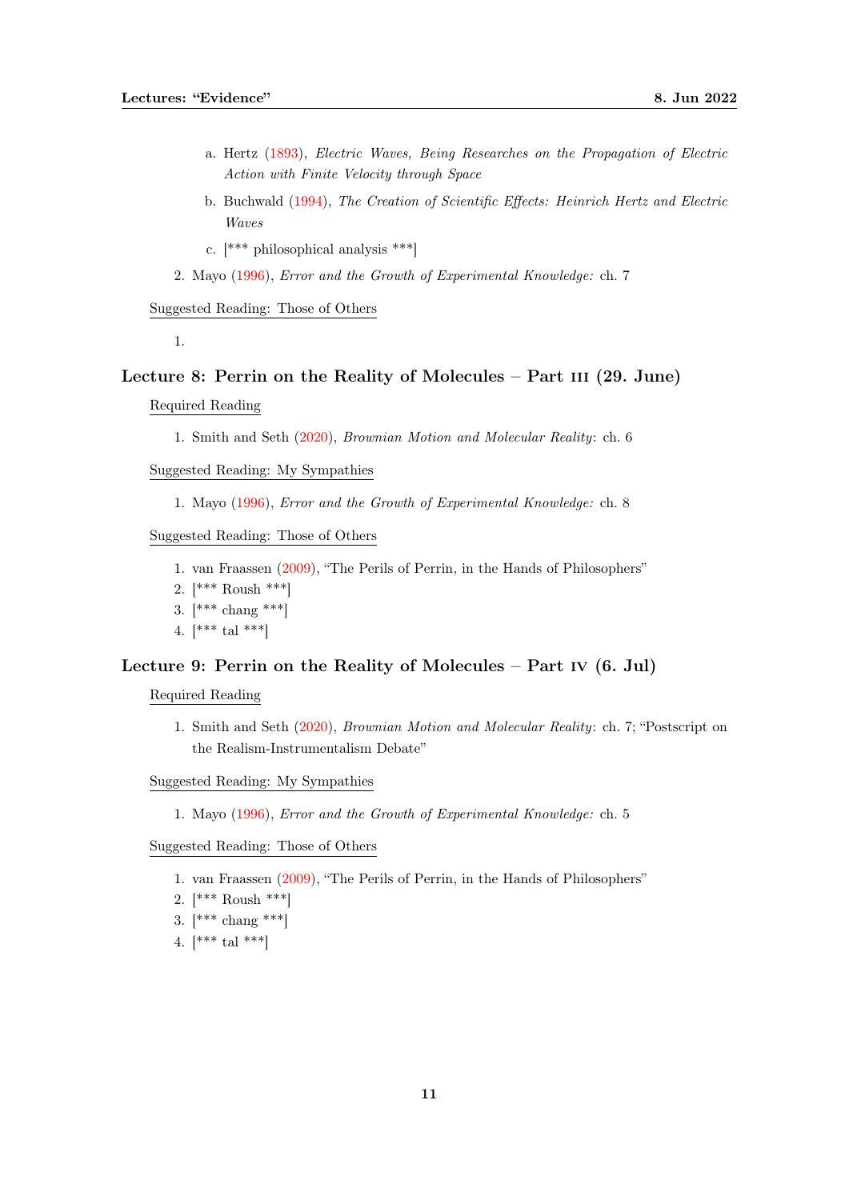a. Hertz (1893), *Electric Waves, Being Researches on the Propagation of Electric Action with Finite Velocity through Space*

   b. Buchwald (1994), *The Creation of Scientific Effects: Heinrich Hertz and Electric Waves*

   c. [*** philosophical analysis ***]

2. Mayo (1996), *Error and the Growth of Experimental Knowledge:* ch. 7

Suggested Reading: Those of Others

1.

## Lecture 8: Perrin on the Reality of Molecules – Part III (29. June)

Required Reading

1. Smith and Seth (2020), *Brownian Motion and Molecular Reality*: ch. 6

Suggested Reading: My Sympathies

1. Mayo (1996), *Error and the Growth of Experimental Knowledge:* ch. 8

Suggested Reading: Those of Others

1. van Fraassen (2009), "The Perils of Perrin, in the Hands of Philosophers"
2. [*** Roush ***]
3. [*** chang ***]
4. [*** tal ***]

## Lecture 9: Perrin on the Reality of Molecules – Part IV (6. Jul)

Required Reading

1. Smith and Seth (2020), *Brownian Motion and Molecular Reality*: ch. 7; "Postscript on the Realism-Instrumentalism Debate"

Suggested Reading: My Sympathies

1. Mayo (1996), *Error and the Growth of Experimental Knowledge:* ch. 5

Suggested Reading: Those of Others

1. van Fraassen (2009), "The Perils of Perrin, in the Hands of Philosophers"
2. [*** Roush ***]
3. [*** chang ***]
4. [*** tal ***]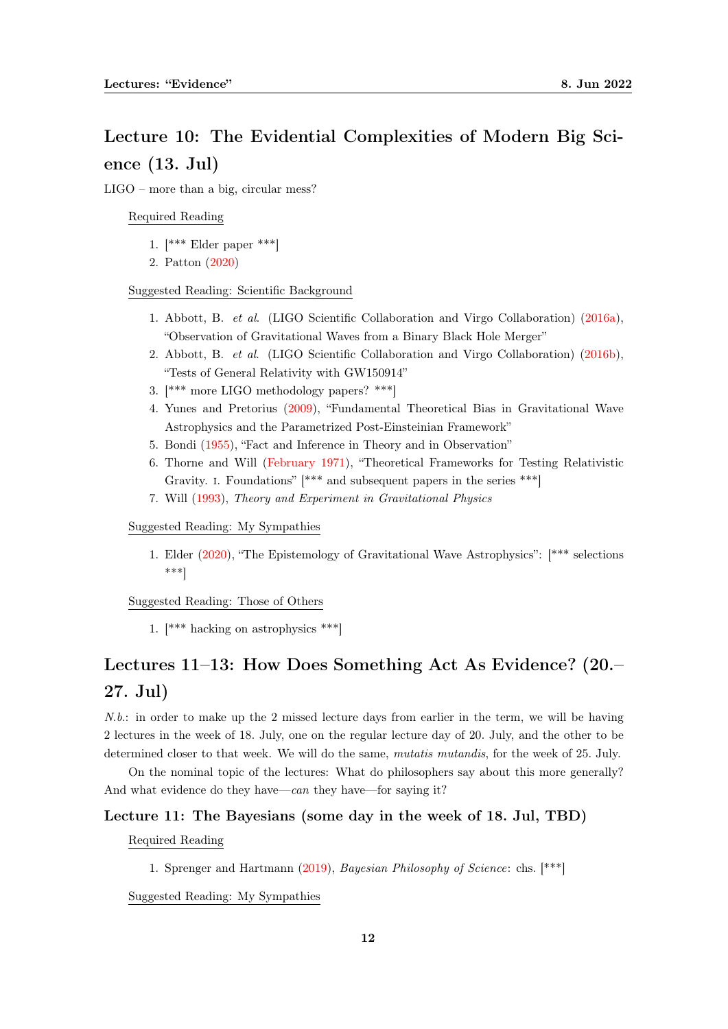## Lecture 10: The Evidential Complexities of Modern Big Science (13. Jul)

LIGO – more than a big, circular mess?

Required Reading

1. [*** Elder paper ***]
2. Patton (2020)

Suggested Reading: Scientific Background

1. Abbott, B. *et al.* (LIGO Scientific Collaboration and Virgo Collaboration) (2016a), "Observation of Gravitational Waves from a Binary Black Hole Merger"
2. Abbott, B. *et al.* (LIGO Scientific Collaboration and Virgo Collaboration) (2016b), "Tests of General Relativity with GW150914"
3. [*** more LIGO methodology papers? ***]
4. Yunes and Pretorius (2009), "Fundamental Theoretical Bias in Gravitational Wave Astrophysics and the Parametrized Post-Einsteinian Framework"
5. Bondi (1955), "Fact and Inference in Theory and in Observation"
6. Thorne and Will (February 1971), "Theoretical Frameworks for Testing Relativistic Gravity. I. Foundations" [*** and subsequent papers in the series ***]
7. Will (1993), *Theory and Experiment in Gravitational Physics*

Suggested Reading: My Sympathies

1. Elder (2020), "The Epistemology of Gravitational Wave Astrophysics": [*** selections ***]

Suggested Reading: Those of Others

1. [*** hacking on astrophysics ***]

## Lectures 11–13: How Does Something Act As Evidence? (20.–27. Jul)

*N.b.*: in order to make up the 2 missed lecture days from earlier in the term, we will be having 2 lectures in the week of 18. July, one on the regular lecture day of 20. July, and the other to be determined closer to that week. We will do the same, *mutatis mutandis*, for the week of 25. July.

On the nominal topic of the lectures: What do philosophers say about this more generally? And what evidence do they have—*can* they have—for saying it?

### Lecture 11: The Bayesians (some day in the week of 18. Jul, TBD)

Required Reading

1. Sprenger and Hartmann (2019), *Bayesian Philosophy of Science*: chs. [***]

Suggested Reading: My Sympathies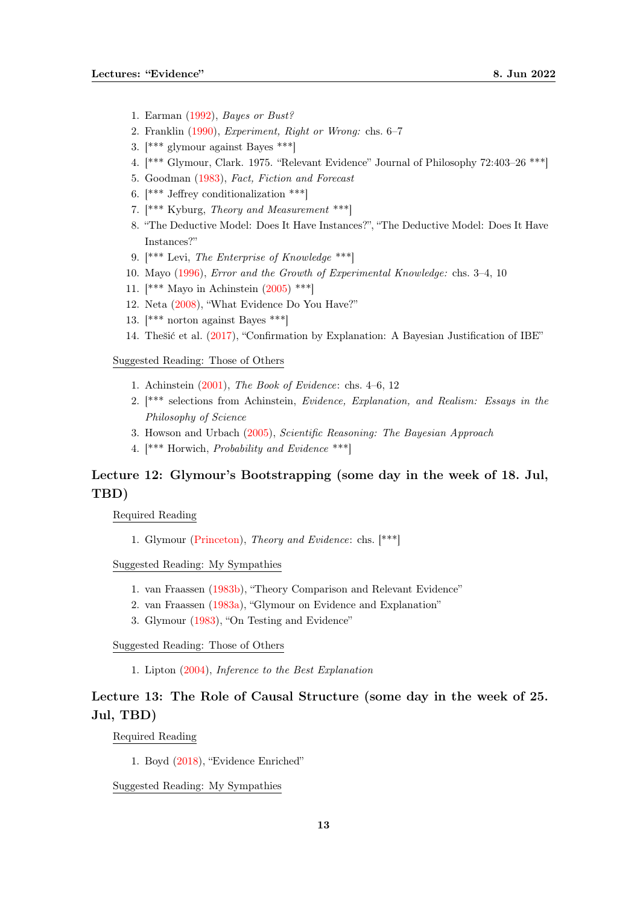1. Earman (1992), *Bayes or Bust?*
2. Franklin (1990), *Experiment, Right or Wrong:* chs. 6–7
3. [*** glymour against Bayes ***]
4. [*** Glymour, Clark. 1975. "Relevant Evidence" Journal of Philosophy 72:403–26 ***]
5. Goodman (1983), *Fact, Fiction and Forecast*
6. [*** Jeffrey conditionalization ***]
7. [*** Kyburg, *Theory and Measurement* ***]
8. "The Deductive Model: Does It Have Instances?", "The Deductive Model: Does It Have Instances?"
9. [*** Levi, *The Enterprise of Knowledge* ***]
10. Mayo (1996), *Error and the Growth of Experimental Knowledge:* chs. 3–4, 10
11. [*** Mayo in Achinstein (2005) ***]
12. Neta (2008), "What Evidence Do You Have?"
13. [*** norton against Bayes ***]
14. Thešić et al. (2017), "Confirmation by Explanation: A Bayesian Justification of IBE"

Suggested Reading: Those of Others

1. Achinstein (2001), *The Book of Evidence*: chs. 4–6, 12
2. [*** selections from Achinstein, *Evidence, Explanation, and Realism: Essays in the Philosophy of Science*
3. Howson and Urbach (2005), *Scientific Reasoning: The Bayesian Approach*
4. [*** Horwich, *Probability and Evidence* ***]

## Lecture 12: Glymour's Bootstrapping (some day in the week of 18. Jul, TBD)

Required Reading

1. Glymour (Princeton), *Theory and Evidence*: chs. [***]

Suggested Reading: My Sympathies

1. van Fraassen (1983b), "Theory Comparison and Relevant Evidence"
2. van Fraassen (1983a), "Glymour on Evidence and Explanation"
3. Glymour (1983), "On Testing and Evidence"

Suggested Reading: Those of Others

1. Lipton (2004), *Inference to the Best Explanation*

## Lecture 13: The Role of Causal Structure (some day in the week of 25. Jul, TBD)

Required Reading

1. Boyd (2018), "Evidence Enriched"

Suggested Reading: My Sympathies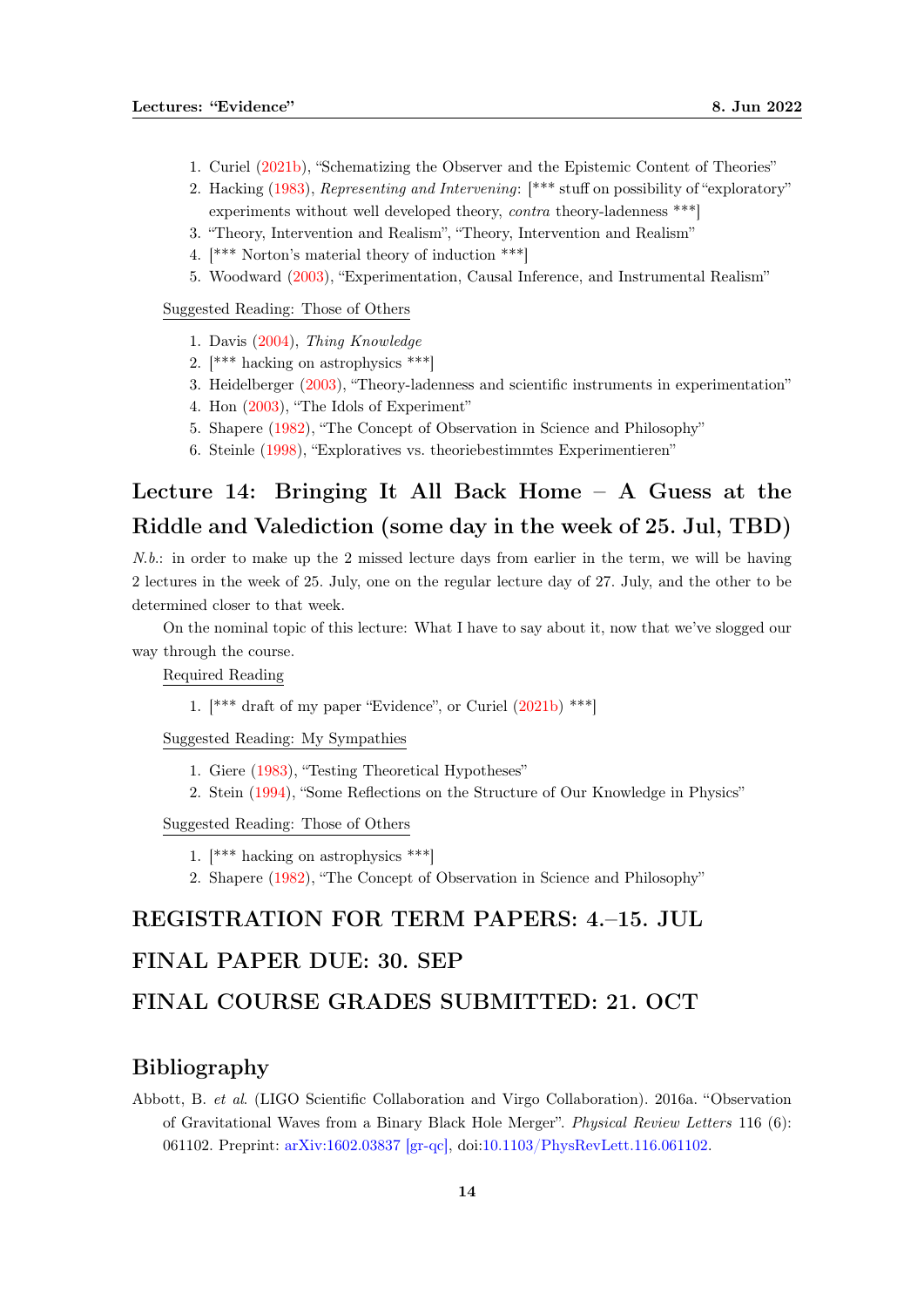1. Curiel (2021b), "Schematizing the Observer and the Epistemic Content of Theories"
2. Hacking (1983), *Representing and Intervening*: [*** stuff on possibility of "exploratory" experiments without well developed theory, *contra* theory-ladenness ***]
3. "Theory, Intervention and Realism", "Theory, Intervention and Realism"
4. [*** Norton's material theory of induction ***]
5. Woodward (2003), "Experimentation, Causal Inference, and Instrumental Realism"

Suggested Reading: Those of Others

1. Davis (2004), *Thing Knowledge*
2. [*** hacking on astrophysics ***]
3. Heidelberger (2003), "Theory-ladenness and scientific instruments in experimentation"
4. Hon (2003), "The Idols of Experiment"
5. Shapere (1982), "The Concept of Observation in Science and Philosophy"
6. Steinle (1998), "Exploratives vs. theoriebestimmtes Experimentieren"

## Lecture 14: Bringing It All Back Home – A Guess at the Riddle and Valediction (some day in the week of 25. Jul, TBD)

*N.b.*: in order to make up the 2 missed lecture days from earlier in the term, we will be having 2 lectures in the week of 25. July, one on the regular lecture day of 27. July, and the other to be determined closer to that week.

On the nominal topic of this lecture: What I have to say about it, now that we've slogged our way through the course.

Required Reading

1. [*** draft of my paper "Evidence", or Curiel (2021b) ***]

Suggested Reading: My Sympathies

1. Giere (1983), "Testing Theoretical Hypotheses"
2. Stein (1994), "Some Reflections on the Structure of Our Knowledge in Physics"

Suggested Reading: Those of Others

1. [*** hacking on astrophysics ***]
2. Shapere (1982), "The Concept of Observation in Science and Philosophy"

## REGISTRATION FOR TERM PAPERS: 4.–15. JUL

## FINAL PAPER DUE: 30. SEP

## FINAL COURSE GRADES SUBMITTED: 21. OCT

## Bibliography

Abbott, B. *et al.* (LIGO Scientific Collaboration and Virgo Collaboration). 2016a. "Observation of Gravitational Waves from a Binary Black Hole Merger". *Physical Review Letters* 116 (6): 061102. Preprint: arXiv:1602.03837 [gr-qc], doi:10.1103/PhysRevLett.116.061102.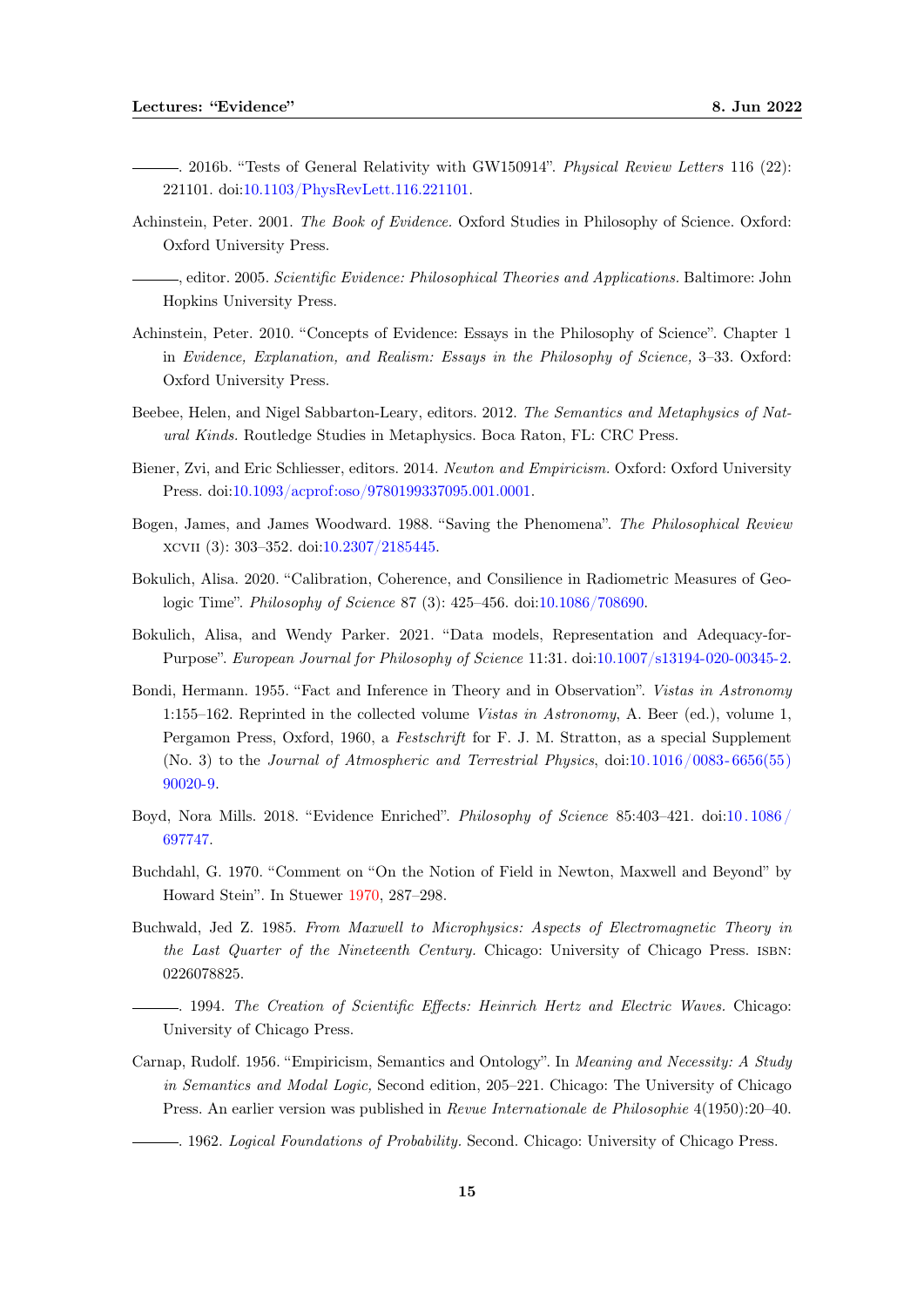———. 2016b. "Tests of General Relativity with GW150914". *Physical Review Letters* 116 (22): 221101. doi:10.1103/PhysRevLett.116.221101.

Achinstein, Peter. 2001. *The Book of Evidence.* Oxford Studies in Philosophy of Science. Oxford: Oxford University Press.

———, editor. 2005. *Scientific Evidence: Philosophical Theories and Applications.* Baltimore: John Hopkins University Press.

Achinstein, Peter. 2010. "Concepts of Evidence: Essays in the Philosophy of Science". Chapter 1 in *Evidence, Explanation, and Realism: Essays in the Philosophy of Science,* 3–33. Oxford: Oxford University Press.

Beebee, Helen, and Nigel Sabbarton-Leary, editors. 2012. *The Semantics and Metaphysics of Natural Kinds.* Routledge Studies in Metaphysics. Boca Raton, FL: CRC Press.

Biener, Zvi, and Eric Schliesser, editors. 2014. *Newton and Empiricism.* Oxford: Oxford University Press. doi:10.1093/acprof:oso/9780199337095.001.0001.

Bogen, James, and James Woodward. 1988. "Saving the Phenomena". *The Philosophical Review* XCVII (3): 303–352. doi:10.2307/2185445.

Bokulich, Alisa. 2020. "Calibration, Coherence, and Consilience in Radiometric Measures of Geologic Time". *Philosophy of Science* 87 (3): 425–456. doi:10.1086/708690.

Bokulich, Alisa, and Wendy Parker. 2021. "Data models, Representation and Adequacy-for-Purpose". *European Journal for Philosophy of Science* 11:31. doi:10.1007/s13194-020-00345-2.

Bondi, Hermann. 1955. "Fact and Inference in Theory and in Observation". *Vistas in Astronomy* 1:155–162. Reprinted in the collected volume *Vistas in Astronomy*, A. Beer (ed.), volume 1, Pergamon Press, Oxford, 1960, a *Festschrift* for F. J. M. Stratton, as a special Supplement (No. 3) to the *Journal of Atmospheric and Terrestrial Physics*, doi:10.1016/0083-6656(55)90020-9.

Boyd, Nora Mills. 2018. "Evidence Enriched". *Philosophy of Science* 85:403–421. doi:10.1086/697747.

Buchdahl, G. 1970. "Comment on "On the Notion of Field in Newton, Maxwell and Beyond" by Howard Stein". In Stuewer 1970, 287–298.

Buchwald, Jed Z. 1985. *From Maxwell to Microphysics: Aspects of Electromagnetic Theory in the Last Quarter of the Nineteenth Century.* Chicago: University of Chicago Press. ISBN: 0226078825.

———. 1994. *The Creation of Scientific Effects: Heinrich Hertz and Electric Waves.* Chicago: University of Chicago Press.

Carnap, Rudolf. 1956. "Empiricism, Semantics and Ontology". In *Meaning and Necessity: A Study in Semantics and Modal Logic,* Second edition, 205–221. Chicago: The University of Chicago Press. An earlier version was published in *Revue Internationale de Philosophie* 4(1950):20–40.

———. 1962. *Logical Foundations of Probability.* Second. Chicago: University of Chicago Press.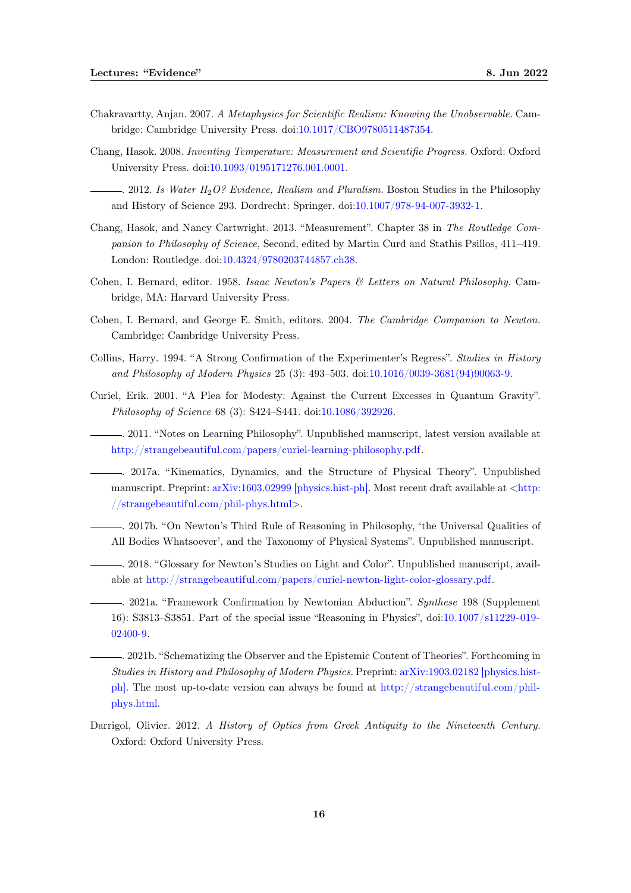Chakravartty, Anjan. 2007. *A Metaphysics for Scientific Realism: Knowing the Unobservable.* Cambridge: Cambridge University Press. doi:10.1017/CBO9780511487354.

Chang, Hasok. 2008. *Inventing Temperature: Measurement and Scientific Progress.* Oxford: Oxford University Press. doi:10.1093/0195171276.001.0001.

———. 2012. *Is Water $H_2O$? Evidence, Realism and Pluralism.* Boston Studies in the Philosophy and History of Science 293. Dordrecht: Springer. doi:10.1007/978-94-007-3932-1.

Chang, Hasok, and Nancy Cartwright. 2013. "Measurement". Chapter 38 in *The Routledge Companion to Philosophy of Science,* Second, edited by Martin Curd and Stathis Psillos, 411–419. London: Routledge. doi:10.4324/9780203744857.ch38.

Cohen, I. Bernard, editor. 1958. *Isaac Newton's Papers & Letters on Natural Philosophy.* Cambridge, MA: Harvard University Press.

Cohen, I. Bernard, and George E. Smith, editors. 2004. *The Cambridge Companion to Newton.* Cambridge: Cambridge University Press.

Collins, Harry. 1994. "A Strong Confirmation of the Experimenter's Regress". *Studies in History and Philosophy of Modern Physics* 25 (3): 493–503. doi:10.1016/0039-3681(94)90063-9.

Curiel, Erik. 2001. "A Plea for Modesty: Against the Current Excesses in Quantum Gravity". *Philosophy of Science* 68 (3): S424–S441. doi:10.1086/392926.

———. 2011. "Notes on Learning Philosophy". Unpublished manuscript, latest version available at http://strangebeautiful.com/papers/curiel-learning-philosophy.pdf.

———. 2017a. "Kinematics, Dynamics, and the Structure of Physical Theory". Unpublished manuscript. Preprint: arXiv:1603.02999 [physics.hist-ph]. Most recent draft available at <http://strangebeautiful.com/phil-phys.html>.

———. 2017b. "On Newton's Third Rule of Reasoning in Philosophy, 'the Universal Qualities of All Bodies Whatsoever', and the Taxonomy of Physical Systems". Unpublished manuscript.

———. 2018. "Glossary for Newton's Studies on Light and Color". Unpublished manuscript, available at http://strangebeautiful.com/papers/curiel-newton-light-color-glossary.pdf.

———. 2021a. "Framework Confirmation by Newtonian Abduction". *Synthese* 198 (Supplement 16): S3813–S3851. Part of the special issue "Reasoning in Physics", doi:10.1007/s11229-019-02400-9.

———. 2021b. "Schematizing the Observer and the Epistemic Content of Theories". Forthcoming in *Studies in History and Philosophy of Modern Physics*. Preprint: arXiv:1903.02182 [physics.hist-ph]. The most up-to-date version can always be found at http://strangebeautiful.com/phil-phys.html.

Darrigol, Olivier. 2012. *A History of Optics from Greek Antiquity to the Nineteenth Century.* Oxford: Oxford University Press.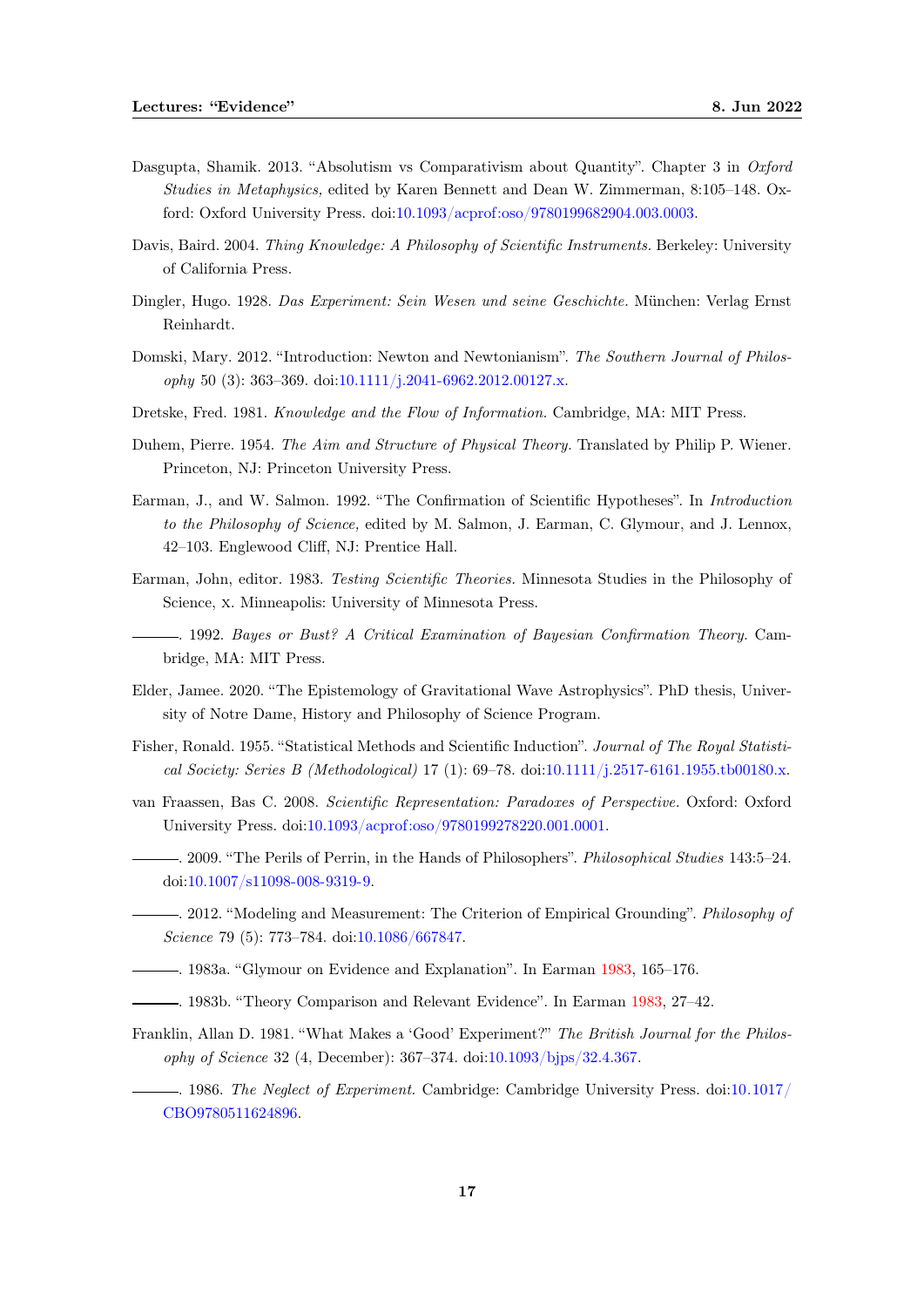Dasgupta, Shamik. 2013. "Absolutism vs Comparativism about Quantity". Chapter 3 in *Oxford Studies in Metaphysics,* edited by Karen Bennett and Dean W. Zimmerman, 8:105–148. Oxford: Oxford University Press. doi:10.1093/acprof:oso/9780199682904.003.0003.

Davis, Baird. 2004. *Thing Knowledge: A Philosophy of Scientific Instruments.* Berkeley: University of California Press.

Dingler, Hugo. 1928. *Das Experiment: Sein Wesen und seine Geschichte.* München: Verlag Ernst Reinhardt.

Domski, Mary. 2012. "Introduction: Newton and Newtonianism". *The Southern Journal of Philosophy* 50 (3): 363–369. doi:10.1111/j.2041-6962.2012.00127.x.

Dretske, Fred. 1981. *Knowledge and the Flow of Information.* Cambridge, MA: MIT Press.

Duhem, Pierre. 1954. *The Aim and Structure of Physical Theory.* Translated by Philip P. Wiener. Princeton, NJ: Princeton University Press.

Earman, J., and W. Salmon. 1992. "The Confirmation of Scientific Hypotheses". In *Introduction to the Philosophy of Science,* edited by M. Salmon, J. Earman, C. Glymour, and J. Lennox, 42–103. Englewood Cliff, NJ: Prentice Hall.

Earman, John, editor. 1983. *Testing Scientific Theories.* Minnesota Studies in the Philosophy of Science, x. Minneapolis: University of Minnesota Press.

———. 1992. *Bayes or Bust? A Critical Examination of Bayesian Confirmation Theory.* Cambridge, MA: MIT Press.

Elder, Jamee. 2020. "The Epistemology of Gravitational Wave Astrophysics". PhD thesis, University of Notre Dame, History and Philosophy of Science Program.

Fisher, Ronald. 1955. "Statistical Methods and Scientific Induction". *Journal of The Royal Statistical Society: Series B (Methodological)* 17 (1): 69–78. doi:10.1111/j.2517-6161.1955.tb00180.x.

van Fraassen, Bas C. 2008. *Scientific Representation: Paradoxes of Perspective.* Oxford: Oxford University Press. doi:10.1093/acprof:oso/9780199278220.001.0001.

———. 2009. "The Perils of Perrin, in the Hands of Philosophers". *Philosophical Studies* 143:5–24. doi:10.1007/s11098-008-9319-9.

———. 2012. "Modeling and Measurement: The Criterion of Empirical Grounding". *Philosophy of Science* 79 (5): 773–784. doi:10.1086/667847.

———. 1983a. "Glymour on Evidence and Explanation". In Earman 1983, 165–176.

———. 1983b. "Theory Comparison and Relevant Evidence". In Earman 1983, 27–42.

Franklin, Allan D. 1981. "What Makes a 'Good' Experiment?" *The British Journal for the Philosophy of Science* 32 (4, December): 367–374. doi:10.1093/bjps/32.4.367.

———. 1986. *The Neglect of Experiment.* Cambridge: Cambridge University Press. doi:10.1017/CBO9780511624896.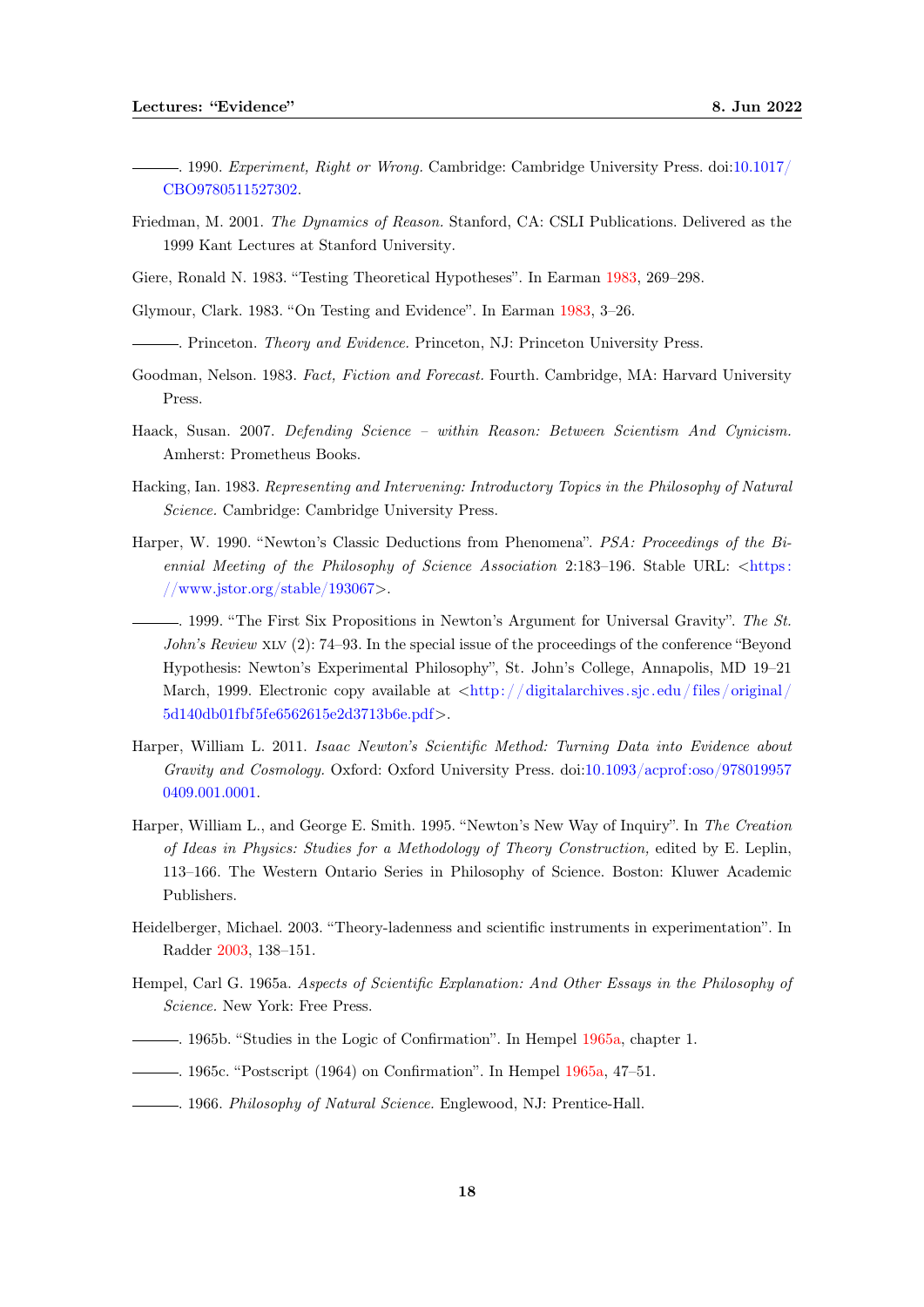———. 1990. *Experiment, Right or Wrong.* Cambridge: Cambridge University Press. doi:10.1017/CBO9780511527302.

Friedman, M. 2001. *The Dynamics of Reason.* Stanford, CA: CSLI Publications. Delivered as the 1999 Kant Lectures at Stanford University.

Giere, Ronald N. 1983. "Testing Theoretical Hypotheses". In Earman 1983, 269–298.

Glymour, Clark. 1983. "On Testing and Evidence". In Earman 1983, 3–26.

———. Princeton. *Theory and Evidence.* Princeton, NJ: Princeton University Press.

Goodman, Nelson. 1983. *Fact, Fiction and Forecast.* Fourth. Cambridge, MA: Harvard University Press.

Haack, Susan. 2007. *Defending Science – within Reason: Between Scientism And Cynicism.* Amherst: Prometheus Books.

Hacking, Ian. 1983. *Representing and Intervening: Introductory Topics in the Philosophy of Natural Science.* Cambridge: Cambridge University Press.

Harper, W. 1990. "Newton's Classic Deductions from Phenomena". *PSA: Proceedings of the Biennial Meeting of the Philosophy of Science Association* 2:183–196. Stable URL: <https://www.jstor.org/stable/193067>.

———. 1999. "The First Six Propositions in Newton's Argument for Universal Gravity". *The St. John's Review* XLV (2): 74–93. In the special issue of the proceedings of the conference "Beyond Hypothesis: Newton's Experimental Philosophy", St. John's College, Annapolis, MD 19–21 March, 1999. Electronic copy available at <http://digitalarchives.sjc.edu/files/original/5d140db01fbf5fe6562615e2d3713b6e.pdf>.

Harper, William L. 2011. *Isaac Newton's Scientific Method: Turning Data into Evidence about Gravity and Cosmology.* Oxford: Oxford University Press. doi:10.1093/acprof:oso/9780199570409.001.0001.

Harper, William L., and George E. Smith. 1995. "Newton's New Way of Inquiry". In *The Creation of Ideas in Physics: Studies for a Methodology of Theory Construction,* edited by E. Leplin, 113–166. The Western Ontario Series in Philosophy of Science. Boston: Kluwer Academic Publishers.

Heidelberger, Michael. 2003. "Theory-ladenness and scientific instruments in experimentation". In Radder 2003, 138–151.

Hempel, Carl G. 1965a. *Aspects of Scientific Explanation: And Other Essays in the Philosophy of Science.* New York: Free Press.

———. 1965b. "Studies in the Logic of Confirmation". In Hempel 1965a, chapter 1.

———. 1965c. "Postscript (1964) on Confirmation". In Hempel 1965a, 47–51.

———. 1966. *Philosophy of Natural Science.* Englewood, NJ: Prentice-Hall.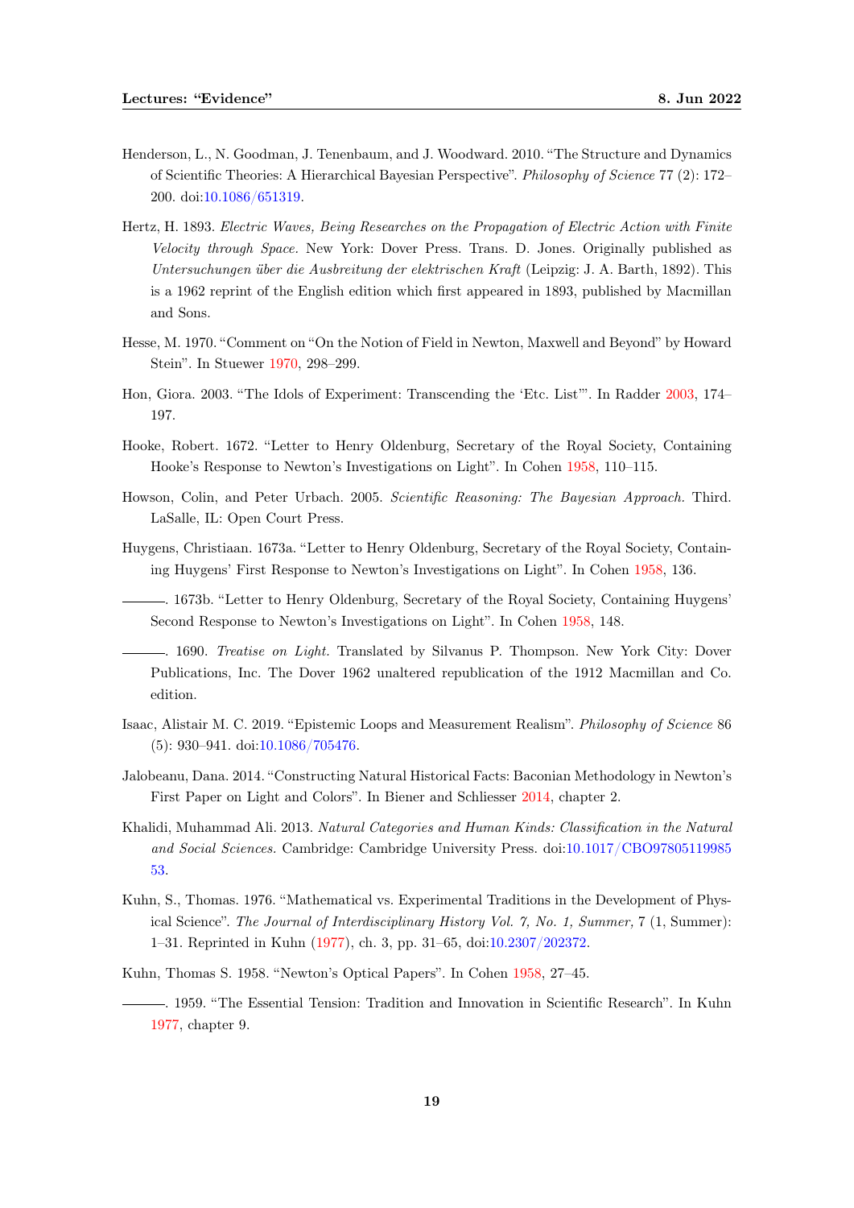Henderson, L., N. Goodman, J. Tenenbaum, and J. Woodward. 2010. "The Structure and Dynamics of Scientific Theories: A Hierarchical Bayesian Perspective". *Philosophy of Science* 77 (2): 172–200. doi:10.1086/651319.

Hertz, H. 1893. *Electric Waves, Being Researches on the Propagation of Electric Action with Finite Velocity through Space.* New York: Dover Press. Trans. D. Jones. Originally published as *Untersuchungen über die Ausbreitung der elektrischen Kraft* (Leipzig: J. A. Barth, 1892). This is a 1962 reprint of the English edition which first appeared in 1893, published by Macmillan and Sons.

Hesse, M. 1970. "Comment on "On the Notion of Field in Newton, Maxwell and Beyond" by Howard Stein". In Stuewer 1970, 298–299.

Hon, Giora. 2003. "The Idols of Experiment: Transcending the 'Etc. List'". In Radder 2003, 174–197.

Hooke, Robert. 1672. "Letter to Henry Oldenburg, Secretary of the Royal Society, Containing Hooke's Response to Newton's Investigations on Light". In Cohen 1958, 110–115.

Howson, Colin, and Peter Urbach. 2005. *Scientific Reasoning: The Bayesian Approach.* Third. LaSalle, IL: Open Court Press.

Huygens, Christiaan. 1673a. "Letter to Henry Oldenburg, Secretary of the Royal Society, Containing Huygens' First Response to Newton's Investigations on Light". In Cohen 1958, 136.

———. 1673b. "Letter to Henry Oldenburg, Secretary of the Royal Society, Containing Huygens' Second Response to Newton's Investigations on Light". In Cohen 1958, 148.

———. 1690. *Treatise on Light.* Translated by Silvanus P. Thompson. New York City: Dover Publications, Inc. The Dover 1962 unaltered republication of the 1912 Macmillan and Co. edition.

Isaac, Alistair M. C. 2019. "Epistemic Loops and Measurement Realism". *Philosophy of Science* 86 (5): 930–941. doi:10.1086/705476.

Jalobeanu, Dana. 2014. "Constructing Natural Historical Facts: Baconian Methodology in Newton's First Paper on Light and Colors". In Biener and Schliesser 2014, chapter 2.

Khalidi, Muhammad Ali. 2013. *Natural Categories and Human Kinds: Classification in the Natural and Social Sciences.* Cambridge: Cambridge University Press. doi:10.1017/CBO9780511998553.

Kuhn, S., Thomas. 1976. "Mathematical vs. Experimental Traditions in the Development of Physical Science". *The Journal of Interdisciplinary History Vol. 7, No. 1, Summer,* 7 (1, Summer): 1–31. Reprinted in Kuhn (1977), ch. 3, pp. 31–65, doi:10.2307/202372.

Kuhn, Thomas S. 1958. "Newton's Optical Papers". In Cohen 1958, 27–45.

———. 1959. "The Essential Tension: Tradition and Innovation in Scientific Research". In Kuhn 1977, chapter 9.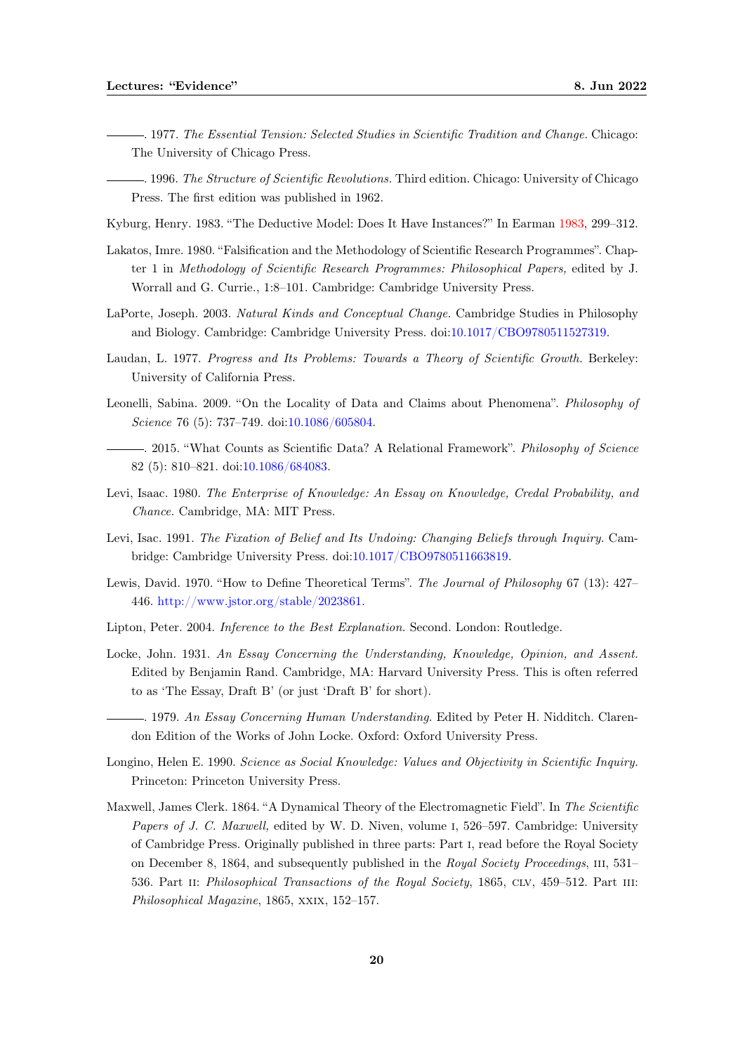———. 1977. *The Essential Tension: Selected Studies in Scientific Tradition and Change.* Chicago: The University of Chicago Press.

———. 1996. *The Structure of Scientific Revolutions.* Third edition. Chicago: University of Chicago Press. The first edition was published in 1962.

Kyburg, Henry. 1983. "The Deductive Model: Does It Have Instances?" In Earman 1983, 299–312.

Lakatos, Imre. 1980. "Falsification and the Methodology of Scientific Research Programmes". Chapter 1 in *Methodology of Scientific Research Programmes: Philosophical Papers,* edited by J. Worrall and G. Currie., 1:8–101. Cambridge: Cambridge University Press.

LaPorte, Joseph. 2003. *Natural Kinds and Conceptual Change.* Cambridge Studies in Philosophy and Biology. Cambridge: Cambridge University Press. doi:10.1017/CBO9780511527319.

Laudan, L. 1977. *Progress and Its Problems: Towards a Theory of Scientific Growth.* Berkeley: University of California Press.

Leonelli, Sabina. 2009. "On the Locality of Data and Claims about Phenomena". *Philosophy of Science* 76 (5): 737–749. doi:10.1086/605804.

———. 2015. "What Counts as Scientific Data? A Relational Framework". *Philosophy of Science* 82 (5): 810–821. doi:10.1086/684083.

Levi, Isaac. 1980. *The Enterprise of Knowledge: An Essay on Knowledge, Credal Probability, and Chance.* Cambridge, MA: MIT Press.

Levi, Isac. 1991. *The Fixation of Belief and Its Undoing: Changing Beliefs through Inquiry.* Cambridge: Cambridge University Press. doi:10.1017/CBO9780511663819.

Lewis, David. 1970. "How to Define Theoretical Terms". *The Journal of Philosophy* 67 (13): 427–446. http://www.jstor.org/stable/2023861.

Lipton, Peter. 2004. *Inference to the Best Explanation.* Second. London: Routledge.

Locke, John. 1931. *An Essay Concerning the Understanding, Knowledge, Opinion, and Assent.* Edited by Benjamin Rand. Cambridge, MA: Harvard University Press. This is often referred to as 'The Essay, Draft B' (or just 'Draft B' for short).

———. 1979. *An Essay Concerning Human Understanding.* Edited by Peter H. Nidditch. Clarendon Edition of the Works of John Locke. Oxford: Oxford University Press.

Longino, Helen E. 1990. *Science as Social Knowledge: Values and Objectivity in Scientific Inquiry.* Princeton: Princeton University Press.

Maxwell, James Clerk. 1864. "A Dynamical Theory of the Electromagnetic Field". In *The Scientific Papers of J. C. Maxwell,* edited by W. D. Niven, volume I, 526–597. Cambridge: University of Cambridge Press. Originally published in three parts: Part I, read before the Royal Society on December 8, 1864, and subsequently published in the *Royal Society Proceedings*, III, 531–536. Part II: *Philosophical Transactions of the Royal Society*, 1865, CLV, 459–512. Part III: *Philosophical Magazine*, 1865, XXIX, 152–157.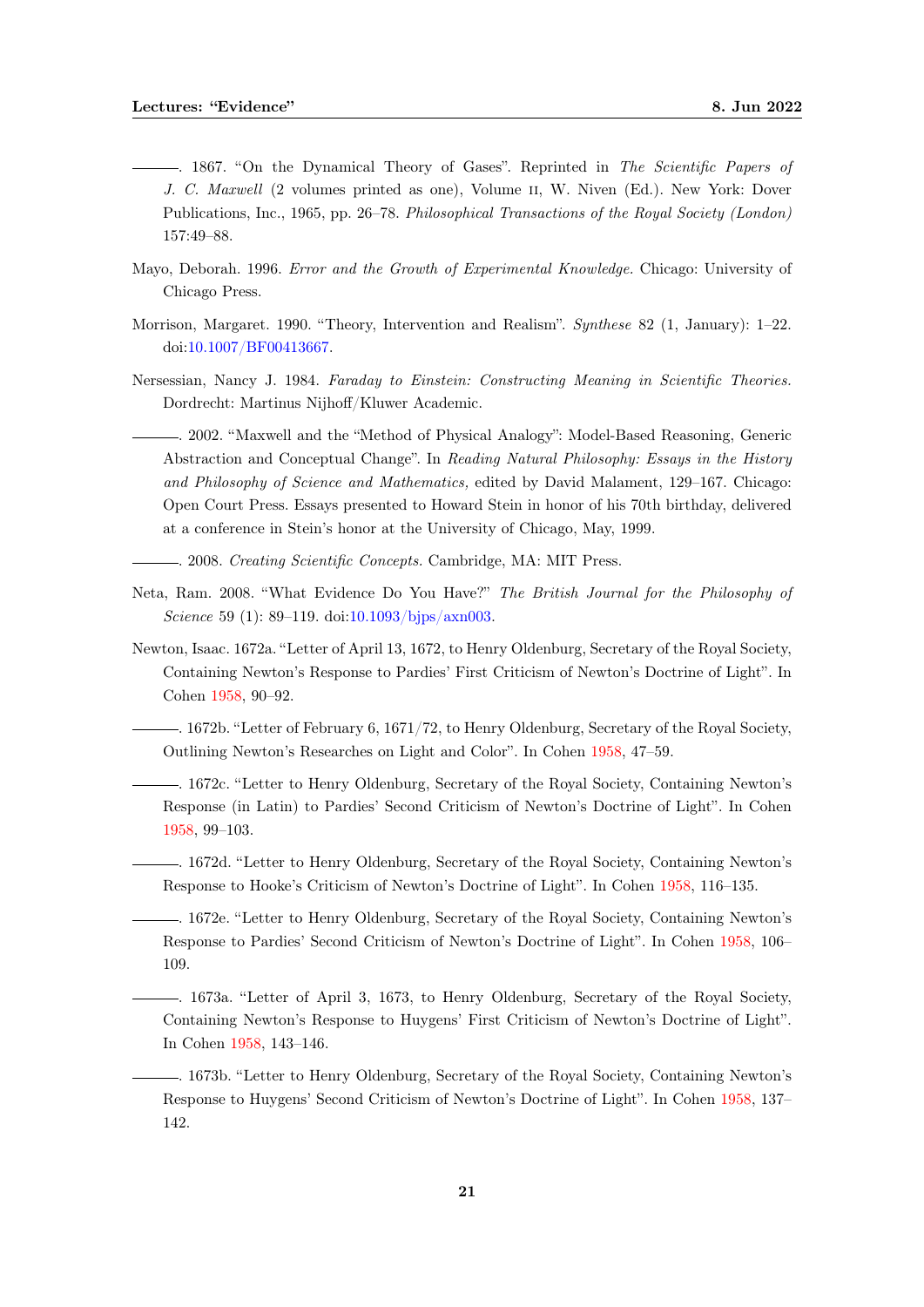———. 1867. "On the Dynamical Theory of Gases". Reprinted in *The Scientific Papers of J. C. Maxwell* (2 volumes printed as one), Volume II, W. Niven (Ed.). New York: Dover Publications, Inc., 1965, pp. 26–78. *Philosophical Transactions of the Royal Society (London)* 157:49–88.

Mayo, Deborah. 1996. *Error and the Growth of Experimental Knowledge.* Chicago: University of Chicago Press.

Morrison, Margaret. 1990. "Theory, Intervention and Realism". *Synthese* 82 (1, January): 1–22. doi:10.1007/BF00413667.

Nersessian, Nancy J. 1984. *Faraday to Einstein: Constructing Meaning in Scientific Theories.* Dordrecht: Martinus Nijhoff/Kluwer Academic.

———. 2002. "Maxwell and the "Method of Physical Analogy": Model-Based Reasoning, Generic Abstraction and Conceptual Change". In *Reading Natural Philosophy: Essays in the History and Philosophy of Science and Mathematics,* edited by David Malament, 129–167. Chicago: Open Court Press. Essays presented to Howard Stein in honor of his 70th birthday, delivered at a conference in Stein's honor at the University of Chicago, May, 1999.

———. 2008. *Creating Scientific Concepts.* Cambridge, MA: MIT Press.

Neta, Ram. 2008. "What Evidence Do You Have?" *The British Journal for the Philosophy of Science* 59 (1): 89–119. doi:10.1093/bjps/axn003.

Newton, Isaac. 1672a. "Letter of April 13, 1672, to Henry Oldenburg, Secretary of the Royal Society, Containing Newton's Response to Pardies' First Criticism of Newton's Doctrine of Light". In Cohen 1958, 90–92.

———. 1672b. "Letter of February 6, 1671/72, to Henry Oldenburg, Secretary of the Royal Society, Outlining Newton's Researches on Light and Color". In Cohen 1958, 47–59.

———. 1672c. "Letter to Henry Oldenburg, Secretary of the Royal Society, Containing Newton's Response (in Latin) to Pardies' Second Criticism of Newton's Doctrine of Light". In Cohen 1958, 99–103.

———. 1672d. "Letter to Henry Oldenburg, Secretary of the Royal Society, Containing Newton's Response to Hooke's Criticism of Newton's Doctrine of Light". In Cohen 1958, 116–135.

———. 1672e. "Letter to Henry Oldenburg, Secretary of the Royal Society, Containing Newton's Response to Pardies' Second Criticism of Newton's Doctrine of Light". In Cohen 1958, 106–109.

———. 1673a. "Letter of April 3, 1673, to Henry Oldenburg, Secretary of the Royal Society, Containing Newton's Response to Huygens' First Criticism of Newton's Doctrine of Light". In Cohen 1958, 143–146.

———. 1673b. "Letter to Henry Oldenburg, Secretary of the Royal Society, Containing Newton's Response to Huygens' Second Criticism of Newton's Doctrine of Light". In Cohen 1958, 137–142.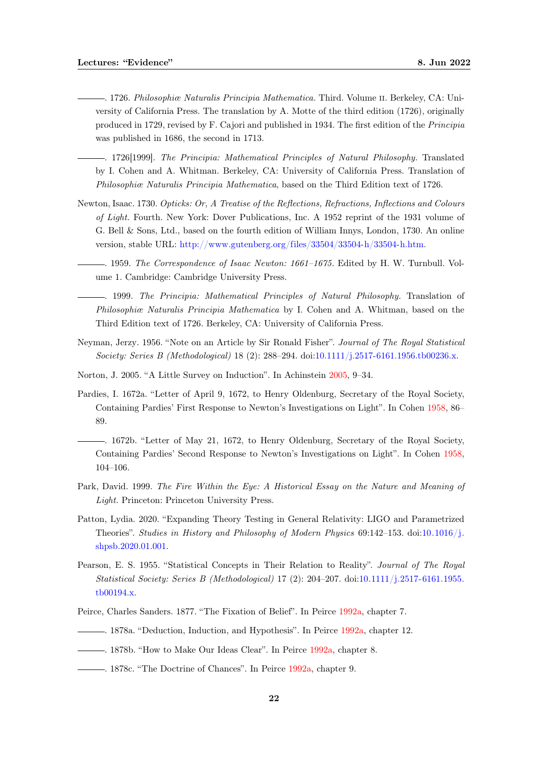———. 1726. *Philosophiæ Naturalis Principia Mathematica*. Third. Volume II. Berkeley, CA: University of California Press. The translation by A. Motte of the third edition (1726), originally produced in 1729, revised by F. Cajori and published in 1934. The first edition of the *Principia* was published in 1686, the second in 1713.

———. 1726[1999]. *The Principia: Mathematical Principles of Natural Philosophy.* Translated by I. Cohen and A. Whitman. Berkeley, CA: University of California Press. Translation of *Philosophiæ Naturalis Principia Mathematica*, based on the Third Edition text of 1726.

Newton, Isaac. 1730. *Opticks: Or, A Treatise of the Reflections, Refractions, Inflections and Colours of Light.* Fourth. New York: Dover Publications, Inc. A 1952 reprint of the 1931 volume of G. Bell & Sons, Ltd., based on the fourth edition of William Innys, London, 1730. An online version, stable URL: http://www.gutenberg.org/files/33504/33504-h/33504-h.htm.

———. 1959. *The Correspondence of Isaac Newton: 1661–1675.* Edited by H. W. Turnbull. Volume 1. Cambridge: Cambridge University Press.

———. 1999. *The Principia: Mathematical Principles of Natural Philosophy.* Translation of *Philosophiæ Naturalis Principia Mathematica* by I. Cohen and A. Whitman, based on the Third Edition text of 1726. Berkeley, CA: University of California Press.

Neyman, Jerzy. 1956. "Note on an Article by Sir Ronald Fisher". *Journal of The Royal Statistical Society: Series B (Methodological)* 18 (2): 288–294. doi:10.1111/j.2517-6161.1956.tb00236.x.

Norton, J. 2005. "A Little Survey on Induction". In Achinstein 2005, 9–34.

Pardies, I. 1672a. "Letter of April 9, 1672, to Henry Oldenburg, Secretary of the Royal Society, Containing Pardies' First Response to Newton's Investigations on Light". In Cohen 1958, 86–89.

———. 1672b. "Letter of May 21, 1672, to Henry Oldenburg, Secretary of the Royal Society, Containing Pardies' Second Response to Newton's Investigations on Light". In Cohen 1958, 104–106.

Park, David. 1999. *The Fire Within the Eye: A Historical Essay on the Nature and Meaning of Light.* Princeton: Princeton University Press.

Patton, Lydia. 2020. "Expanding Theory Testing in General Relativity: LIGO and Parametrized Theories". *Studies in History and Philosophy of Modern Physics* 69:142–153. doi:10.1016/j.shpsb.2020.01.001.

Pearson, E. S. 1955. "Statistical Concepts in Their Relation to Reality". *Journal of The Royal Statistical Society: Series B (Methodological)* 17 (2): 204–207. doi:10.1111/j.2517-6161.1955.tb00194.x.

Peirce, Charles Sanders. 1877. "The Fixation of Belief". In Peirce 1992a, chapter 7.

———. 1878a. "Deduction, Induction, and Hypothesis". In Peirce 1992a, chapter 12.

———. 1878b. "How to Make Our Ideas Clear". In Peirce 1992a, chapter 8.

———. 1878c. "The Doctrine of Chances". In Peirce 1992a, chapter 9.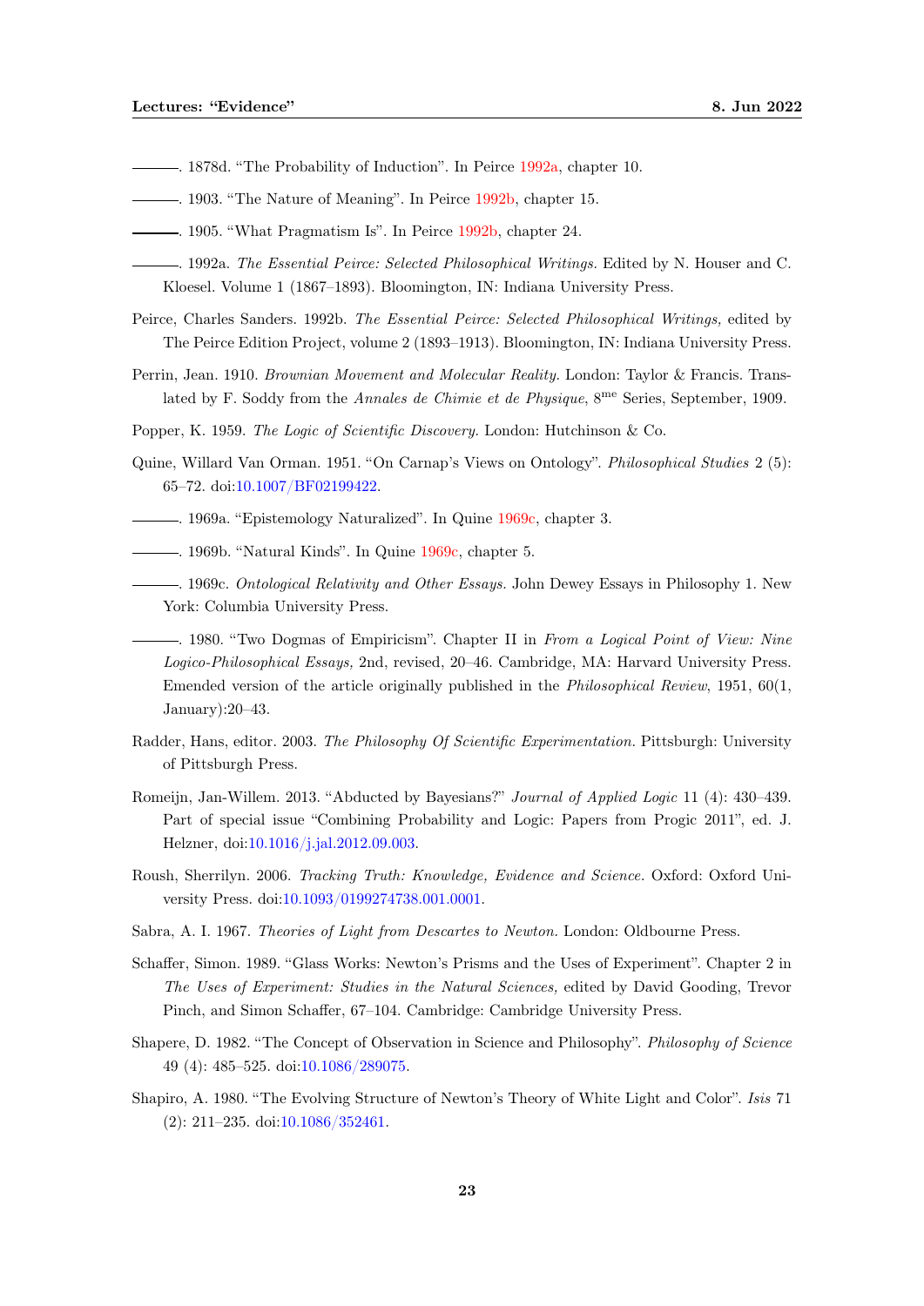———. 1878d. "The Probability of Induction". In Peirce 1992a, chapter 10.

———. 1903. "The Nature of Meaning". In Peirce 1992b, chapter 15.

———. 1905. "What Pragmatism Is". In Peirce 1992b, chapter 24.

———. 1992a. *The Essential Peirce: Selected Philosophical Writings.* Edited by N. Houser and C. Kloesel. Volume 1 (1867–1893). Bloomington, IN: Indiana University Press.

Peirce, Charles Sanders. 1992b. *The Essential Peirce: Selected Philosophical Writings,* edited by The Peirce Edition Project, volume 2 (1893–1913). Bloomington, IN: Indiana University Press.

Perrin, Jean. 1910. *Brownian Movement and Molecular Reality.* London: Taylor & Francis. Translated by F. Soddy from the *Annales de Chimie et de Physique*, 8$^{me}$ Series, September, 1909.

Popper, K. 1959. *The Logic of Scientific Discovery.* London: Hutchinson & Co.

Quine, Willard Van Orman. 1951. "On Carnap's Views on Ontology". *Philosophical Studies* 2 (5): 65–72. doi:10.1007/BF02199422.

———. 1969a. "Epistemology Naturalized". In Quine 1969c, chapter 3.

———. 1969b. "Natural Kinds". In Quine 1969c, chapter 5.

———. 1969c. *Ontological Relativity and Other Essays.* John Dewey Essays in Philosophy 1. New York: Columbia University Press.

———. 1980. "Two Dogmas of Empiricism". Chapter II in *From a Logical Point of View: Nine Logico-Philosophical Essays,* 2nd, revised, 20–46. Cambridge, MA: Harvard University Press. Emended version of the article originally published in the *Philosophical Review*, 1951, 60(1, January):20–43.

Radder, Hans, editor. 2003. *The Philosophy Of Scientific Experimentation.* Pittsburgh: University of Pittsburgh Press.

Romeijn, Jan-Willem. 2013. "Abducted by Bayesians?" *Journal of Applied Logic* 11 (4): 430–439. Part of special issue "Combining Probability and Logic: Papers from Progic 2011", ed. J. Helzner, doi:10.1016/j.jal.2012.09.003.

Roush, Sherrilyn. 2006. *Tracking Truth: Knowledge, Evidence and Science.* Oxford: Oxford University Press. doi:10.1093/0199274738.001.0001.

Sabra, A. I. 1967. *Theories of Light from Descartes to Newton.* London: Oldbourne Press.

Schaffer, Simon. 1989. "Glass Works: Newton's Prisms and the Uses of Experiment". Chapter 2 in *The Uses of Experiment: Studies in the Natural Sciences,* edited by David Gooding, Trevor Pinch, and Simon Schaffer, 67–104. Cambridge: Cambridge University Press.

Shapere, D. 1982. "The Concept of Observation in Science and Philosophy". *Philosophy of Science* 49 (4): 485–525. doi:10.1086/289075.

Shapiro, A. 1980. "The Evolving Structure of Newton's Theory of White Light and Color". *Isis* 71 (2): 211–235. doi:10.1086/352461.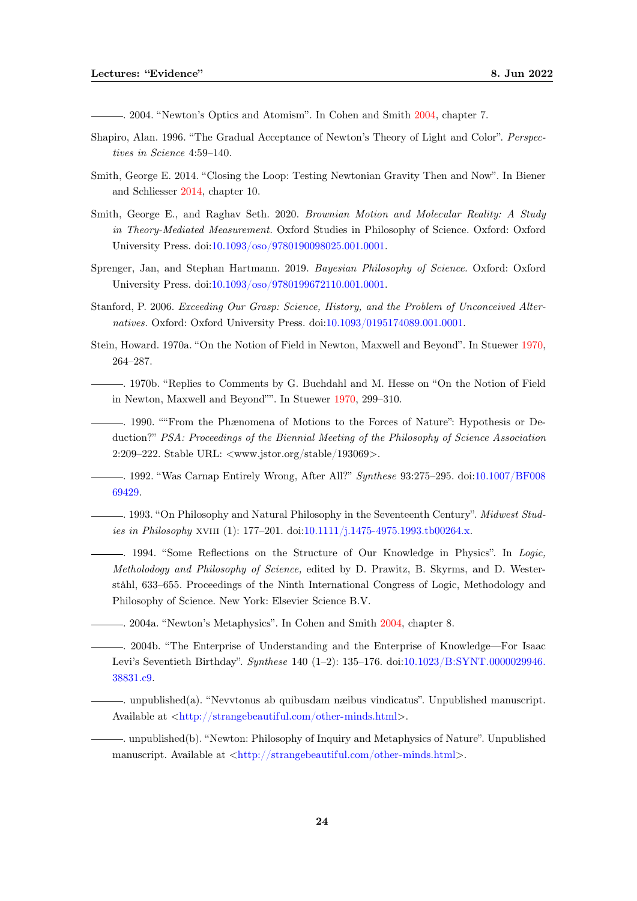———. 2004. "Newton's Optics and Atomism". In Cohen and Smith 2004, chapter 7.

Shapiro, Alan. 1996. "The Gradual Acceptance of Newton's Theory of Light and Color". *Perspectives in Science* 4:59–140.

Smith, George E. 2014. "Closing the Loop: Testing Newtonian Gravity Then and Now". In Biener and Schliesser 2014, chapter 10.

Smith, George E., and Raghav Seth. 2020. *Brownian Motion and Molecular Reality: A Study in Theory-Mediated Measurement.* Oxford Studies in Philosophy of Science. Oxford: Oxford University Press. doi:10.1093/oso/9780190098025.001.0001.

Sprenger, Jan, and Stephan Hartmann. 2019. *Bayesian Philosophy of Science.* Oxford: Oxford University Press. doi:10.1093/oso/9780199672110.001.0001.

Stanford, P. 2006. *Exceeding Our Grasp: Science, History, and the Problem of Unconceived Alternatives.* Oxford: Oxford University Press. doi:10.1093/0195174089.001.0001.

Stein, Howard. 1970a. "On the Notion of Field in Newton, Maxwell and Beyond". In Stuewer 1970, 264–287.

———. 1970b. "Replies to Comments by G. Buchdahl and M. Hesse on "On the Notion of Field in Newton, Maxwell and Beyond"". In Stuewer 1970, 299–310.

———. 1990. ""From the Phænomena of Motions to the Forces of Nature": Hypothesis or Deduction?" *PSA: Proceedings of the Biennial Meeting of the Philosophy of Science Association* 2:209–222. Stable URL: <www.jstor.org/stable/193069>.

———. 1992. "Was Carnap Entirely Wrong, After All?" *Synthese* 93:275–295. doi:10.1007/BF00869429.

———. 1993. "On Philosophy and Natural Philosophy in the Seventeenth Century". *Midwest Studies in Philosophy* XVIII (1): 177–201. doi:10.1111/j.1475-4975.1993.tb00264.x.

———. 1994. "Some Reflections on the Structure of Our Knowledge in Physics". In *Logic, Metholodogy and Philosophy of Science,* edited by D. Prawitz, B. Skyrms, and D. Westerståhl, 633–655. Proceedings of the Ninth International Congress of Logic, Methodology and Philosophy of Science. New York: Elsevier Science B.V.

———. 2004a. "Newton's Metaphysics". In Cohen and Smith 2004, chapter 8.

———. 2004b. "The Enterprise of Understanding and the Enterprise of Knowledge—For Isaac Levi's Seventieth Birthday". *Synthese* 140 (1–2): 135–176. doi:10.1023/B:SYNT.0000029946.38831.c9.

———. unpublished(a). "Nevvtonus ab quibusdam næibus vindicatus". Unpublished manuscript. Available at <http://strangebeautiful.com/other-minds.html>.

———. unpublished(b). "Newton: Philosophy of Inquiry and Metaphysics of Nature". Unpublished manuscript. Available at <http://strangebeautiful.com/other-minds.html>.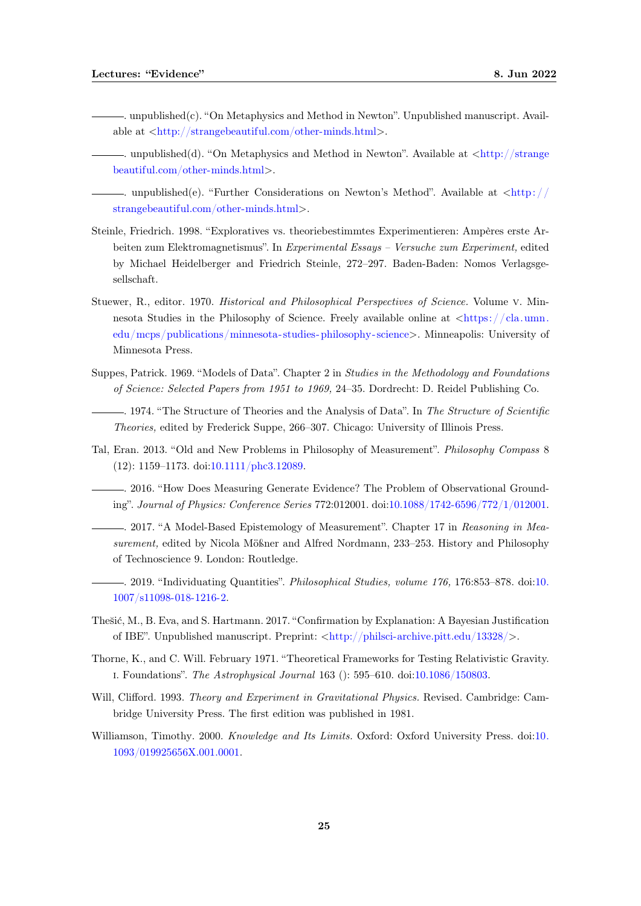———. unpublished(c). "On Metaphysics and Method in Newton". Unpublished manuscript. Available at <http://strangebeautiful.com/other-minds.html>.

———. unpublished(d). "On Metaphysics and Method in Newton". Available at <http://strangebeautiful.com/other-minds.html>.

———. unpublished(e). "Further Considerations on Newton's Method". Available at <http://strangebeautiful.com/other-minds.html>.

Steinle, Friedrich. 1998. "Exploratives vs. theoriebestimmtes Experimentieren: Ampères erste Arbeiten zum Elektromagnetismus". In *Experimental Essays – Versuche zum Experiment,* edited by Michael Heidelberger and Friedrich Steinle, 272–297. Baden-Baden: Nomos Verlagsgesellschaft.

Stuewer, R., editor. 1970. *Historical and Philosophical Perspectives of Science.* Volume v. Minnesota Studies in the Philosophy of Science. Freely available online at <https://cla.umn.edu/mcps/publications/minnesota-studies-philosophy-science>. Minneapolis: University of Minnesota Press.

Suppes, Patrick. 1969. "Models of Data". Chapter 2 in *Studies in the Methodology and Foundations of Science: Selected Papers from 1951 to 1969,* 24–35. Dordrecht: D. Reidel Publishing Co.

———. 1974. "The Structure of Theories and the Analysis of Data". In *The Structure of Scientific Theories,* edited by Frederick Suppe, 266–307. Chicago: University of Illinois Press.

Tal, Eran. 2013. "Old and New Problems in Philosophy of Measurement". *Philosophy Compass* 8 (12): 1159–1173. doi:10.1111/phc3.12089.

———. 2016. "How Does Measuring Generate Evidence? The Problem of Observational Grounding". *Journal of Physics: Conference Series* 772:012001. doi:10.1088/1742-6596/772/1/012001.

———. 2017. "A Model-Based Epistemology of Measurement". Chapter 17 in *Reasoning in Measurement,* edited by Nicola Mößner and Alfred Nordmann, 233–253. History and Philosophy of Technoscience 9. London: Routledge.

———. 2019. "Individuating Quantities". *Philosophical Studies, volume 176,* 176:853–878. doi:10.1007/s11098-018-1216-2.

Thešić, M., B. Eva, and S. Hartmann. 2017. "Confirmation by Explanation: A Bayesian Justification of IBE". Unpublished manuscript. Preprint: <http://philsci-archive.pitt.edu/13328/>.

Thorne, K., and C. Will. February 1971. "Theoretical Frameworks for Testing Relativistic Gravity. I. Foundations". *The Astrophysical Journal* 163 (): 595–610. doi:10.1086/150803.

Will, Clifford. 1993. *Theory and Experiment in Gravitational Physics.* Revised. Cambridge: Cambridge University Press. The first edition was published in 1981.

Williamson, Timothy. 2000. *Knowledge and Its Limits.* Oxford: Oxford University Press. doi:10.1093/019925656X.001.0001.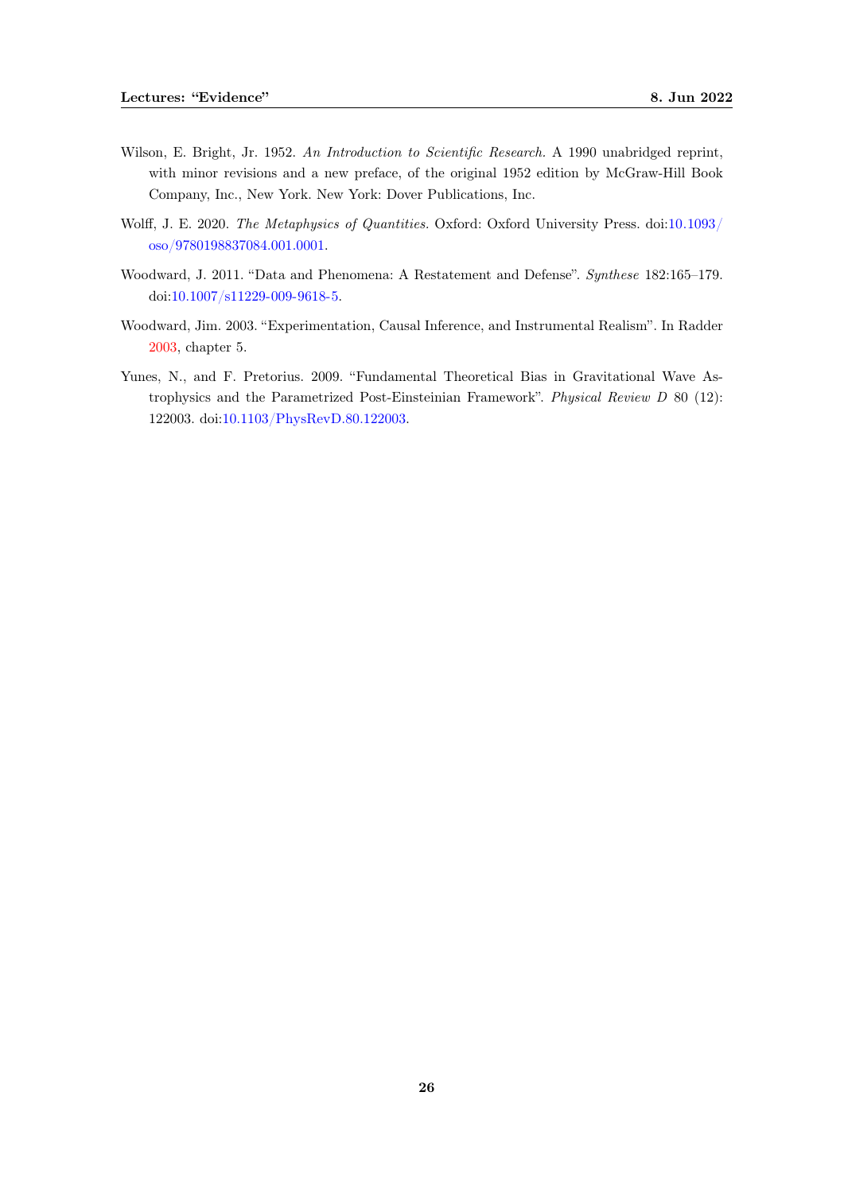Wilson, E. Bright, Jr. 1952. *An Introduction to Scientific Research.* A 1990 unabridged reprint, with minor revisions and a new preface, of the original 1952 edition by McGraw-Hill Book Company, Inc., New York. New York: Dover Publications, Inc.

Wolff, J. E. 2020. *The Metaphysics of Quantities.* Oxford: Oxford University Press. doi:10.1093/oso/9780198837084.001.0001.

Woodward, J. 2011. "Data and Phenomena: A Restatement and Defense". *Synthese* 182:165–179. doi:10.1007/s11229-009-9618-5.

Woodward, Jim. 2003. "Experimentation, Causal Inference, and Instrumental Realism". In Radder 2003, chapter 5.

Yunes, N., and F. Pretorius. 2009. "Fundamental Theoretical Bias in Gravitational Wave Astrophysics and the Parametrized Post-Einsteinian Framework". *Physical Review D* 80 (12): 122003. doi:10.1103/PhysRevD.80.122003.